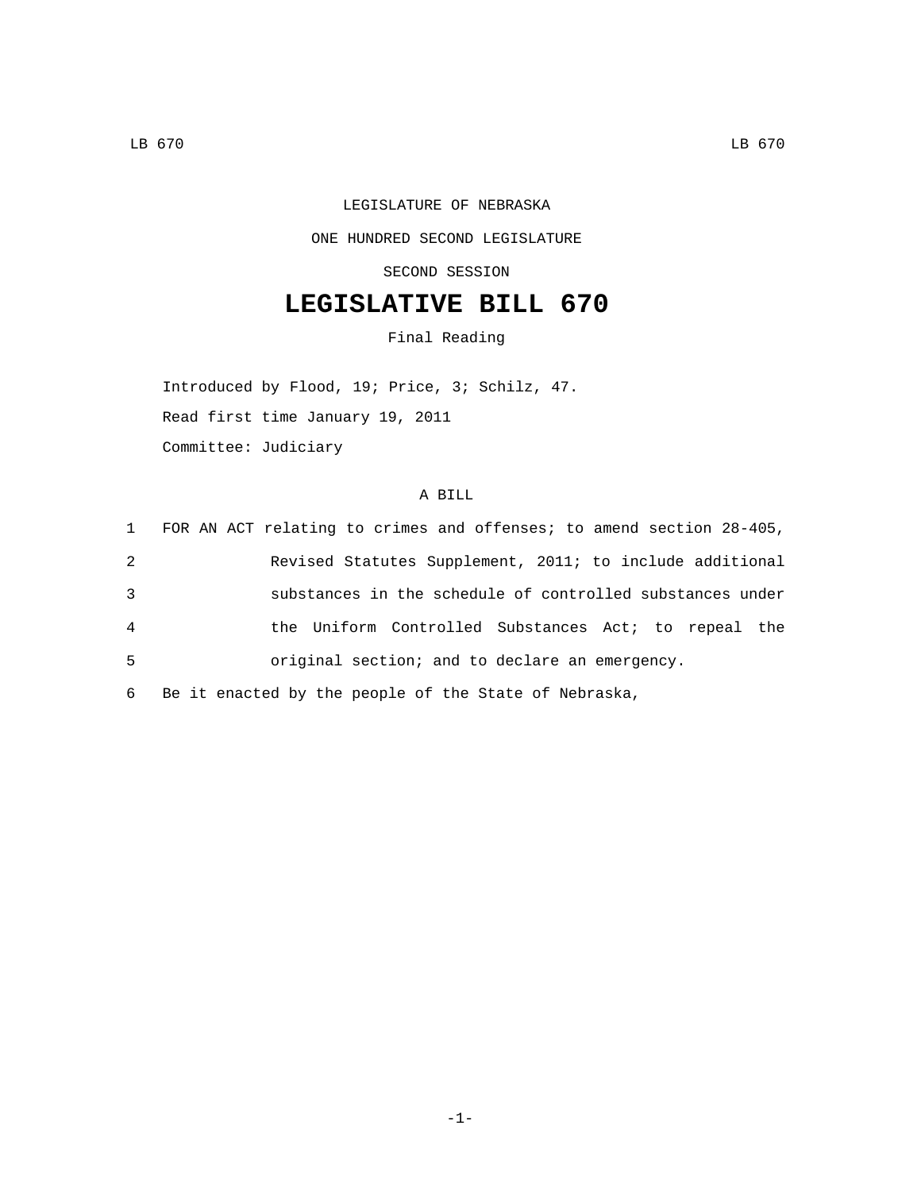LEGISLATURE OF NEBRASKA

ONE HUNDRED SECOND LEGISLATURE

SECOND SESSION

# LEGISLATIVE BILL 670

Final Reading

Introduced by Flood, 19; Price, 3; Schilz, 47.

Read first time January 19, 2011

Committee: Judiciary

A BILL

1 FOR AN ACT relating to crimes and offenses; to amend section 28-405,
2 Revised Statutes Supplement, 2011; to include additional
3 substances in the schedule of controlled substances under
4 the Uniform Controlled Substances Act; to repeal the
5 original section; and to declare an emergency.
6 Be it enacted by the people of the State of Nebraska,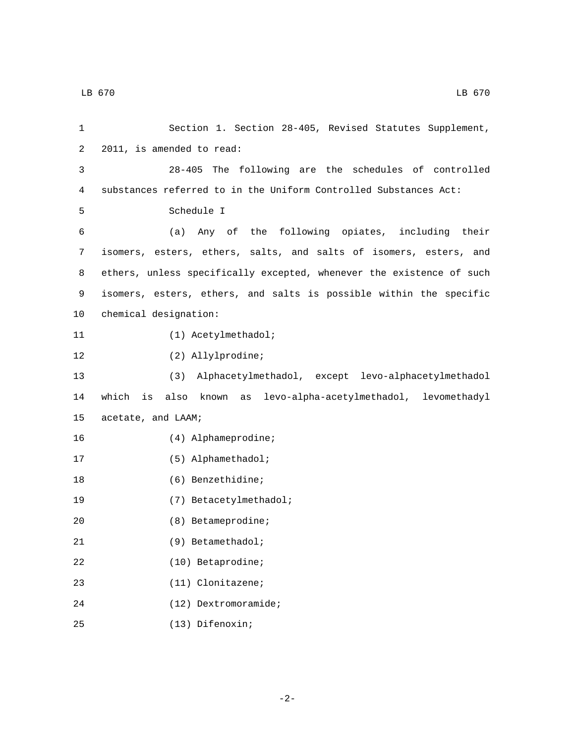Section 1. Section 28-405, Revised Statutes Supplement, 2011, is amended to read:

28-405 The following are the schedules of controlled substances referred to in the Uniform Controlled Substances Act:

Schedule I

(a) Any of the following opiates, including their isomers, esters, ethers, salts, and salts of isomers, esters, and ethers, unless specifically excepted, whenever the existence of such isomers, esters, ethers, and salts is possible within the specific chemical designation:

(1) Acetylmethadol;

(2) Allylprodine;

(3) Alphacetylmethadol, except levo-alphacetylmethadol which is also known as levo-alpha-acetylmethadol, levomethadyl acetate, and LAAM;

(4) Alphameprodine;

(5) Alphamethadol;

(6) Benzethidine;

(7) Betacetylmethadol;

(8) Betameprodine;

(9) Betamethadol;

(10) Betaprodine;

(11) Clonitazene;

(12) Dextromoramide;

(13) Difenoxin;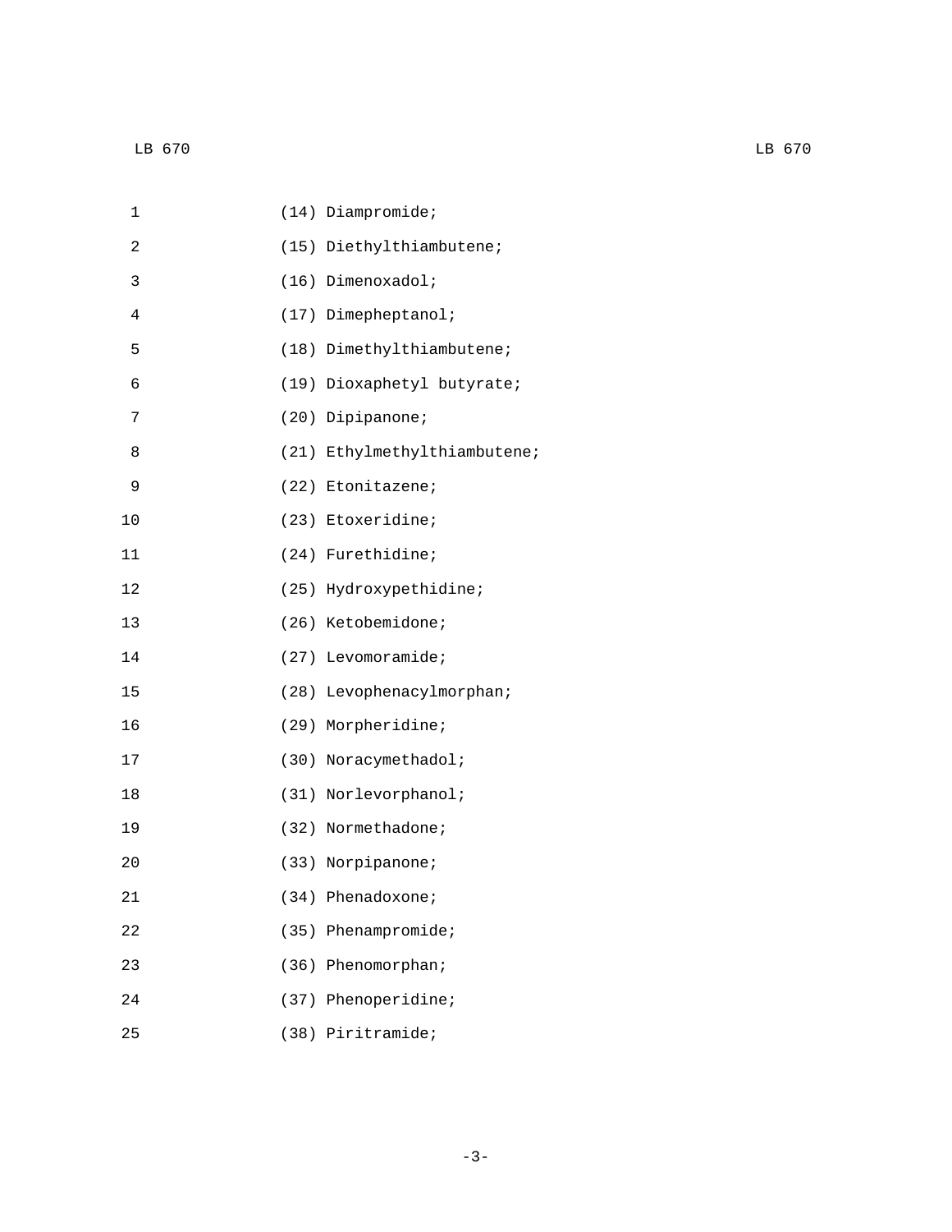(14) Diampromide;

(15) Diethylthiambutene;

(16) Dimenoxadol;

(17) Dimepheptanol;

(18) Dimethylthiambutene;

(19) Dioxaphetyl butyrate;

(20) Dipipanone;

(21) Ethylmethylthiambutene;

(22) Etonitazene;

(23) Etoxeridine;

(24) Furethidine;

(25) Hydroxypethidine;

(26) Ketobemidone;

(27) Levomoramide;

(28) Levophenacylmorphan;

(29) Morpheridine;

(30) Noracymethadol;

(31) Norlevorphanol;

(32) Normethadone;

(33) Norpipanone;

(34) Phenadoxone;

(35) Phenampromide;

(36) Phenomorphan;

(37) Phenoperidine;

(38) Piritramide;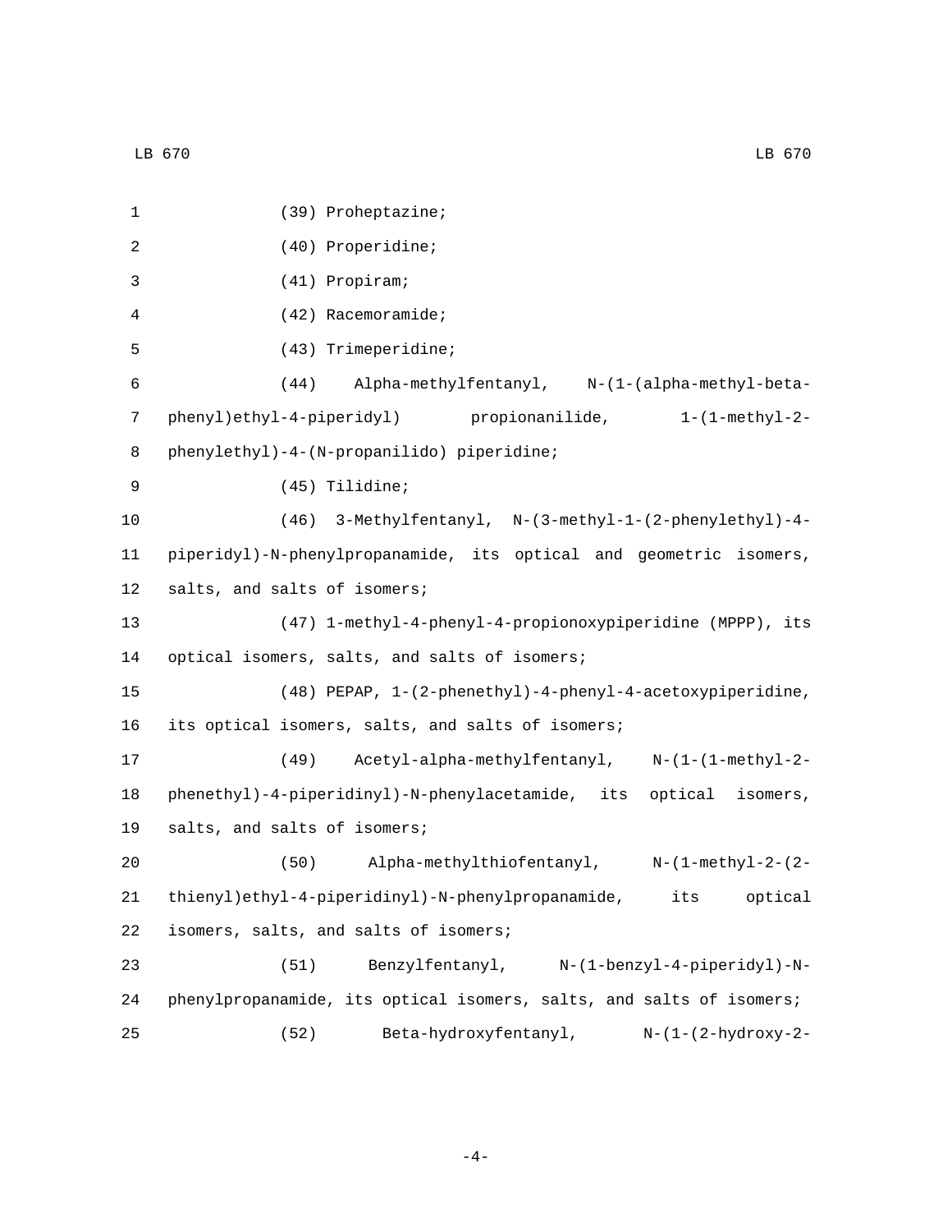(39) Proheptazine;

(40) Properidine;

(41) Propiram;

(42) Racemoramide;

(43) Trimeperidine;

(44) Alpha-methylfentanyl, N-(1-(alpha-methyl-beta-phenyl)ethyl-4-piperidyl) propionanilide, 1-(1-methyl-2-phenylethyl)-4-(N-propanilido) piperidine;

(45) Tilidine;

(46) 3-Methylfentanyl, N-(3-methyl-1-(2-phenylethyl)-4-piperidyl)-N-phenylpropanamide, its optical and geometric isomers, salts, and salts of isomers;

(47) 1-methyl-4-phenyl-4-propionoxypiperidine (MPPP), its optical isomers, salts, and salts of isomers;

(48) PEPAP, 1-(2-phenethyl)-4-phenyl-4-acetoxypiperidine, its optical isomers, salts, and salts of isomers;

(49) Acetyl-alpha-methylfentanyl, N-(1-(1-methyl-2-phenethyl)-4-piperidinyl)-N-phenylacetamide, its optical isomers, salts, and salts of isomers;

(50) Alpha-methylthiofentanyl, N-(1-methyl-2-(2-thienyl)ethyl-4-piperidinyl)-N-phenylpropanamide, its optical isomers, salts, and salts of isomers;

(51) Benzylfentanyl, N-(1-benzyl-4-piperidyl)-N-phenylpropanamide, its optical isomers, salts, and salts of isomers;

(52) Beta-hydroxyfentanyl, N-(1-(2-hydroxy-2-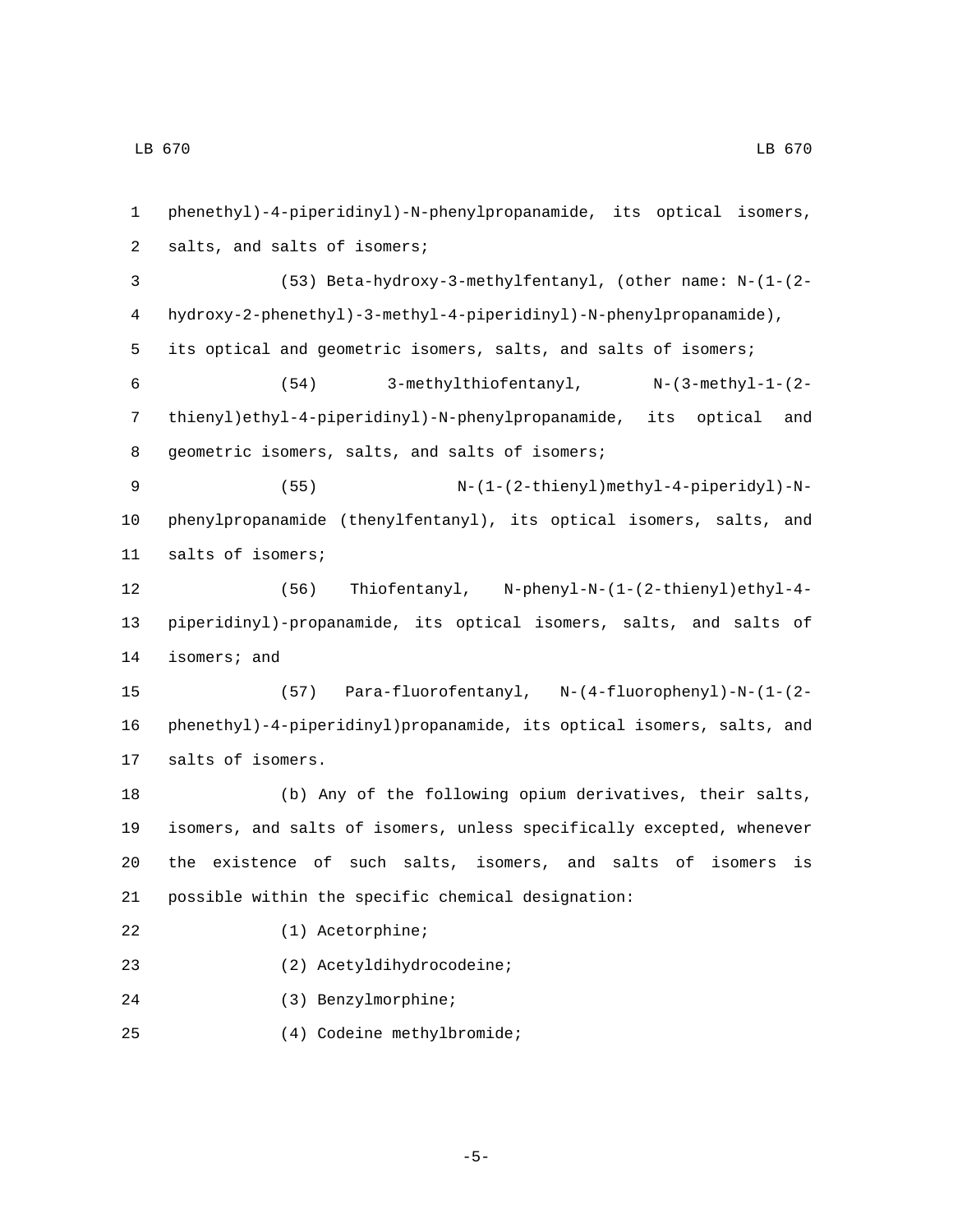phenethyl)-4-piperidinyl)-N-phenylpropanamide, its optical isomers, salts, and salts of isomers;

(53) Beta-hydroxy-3-methylfentanyl, (other name: N-(1-(2-hydroxy-2-phenethyl)-3-methyl-4-piperidinyl)-N-phenylpropanamide), its optical and geometric isomers, salts, and salts of isomers;

(54) 3-methylthiofentanyl, N-(3-methyl-1-(2-thienyl)ethyl-4-piperidinyl)-N-phenylpropanamide, its optical and geometric isomers, salts, and salts of isomers;

(55) N-(1-(2-thienyl)methyl-4-piperidyl)-N-phenylpropanamide (thenylfentanyl), its optical isomers, salts, and salts of isomers;

(56) Thiofentanyl, N-phenyl-N-(1-(2-thienyl)ethyl-4-piperidinyl)-propanamide, its optical isomers, salts, and salts of isomers; and

(57) Para-fluorofentanyl, N-(4-fluorophenyl)-N-(1-(2-phenethyl)-4-piperidinyl)propanamide, its optical isomers, salts, and salts of isomers.

(b) Any of the following opium derivatives, their salts, isomers, and salts of isomers, unless specifically excepted, whenever the existence of such salts, isomers, and salts of isomers is possible within the specific chemical designation:

(1) Acetorphine;

(2) Acetyldihydrocodeine;

(3) Benzylmorphine;

(4) Codeine methylbromide;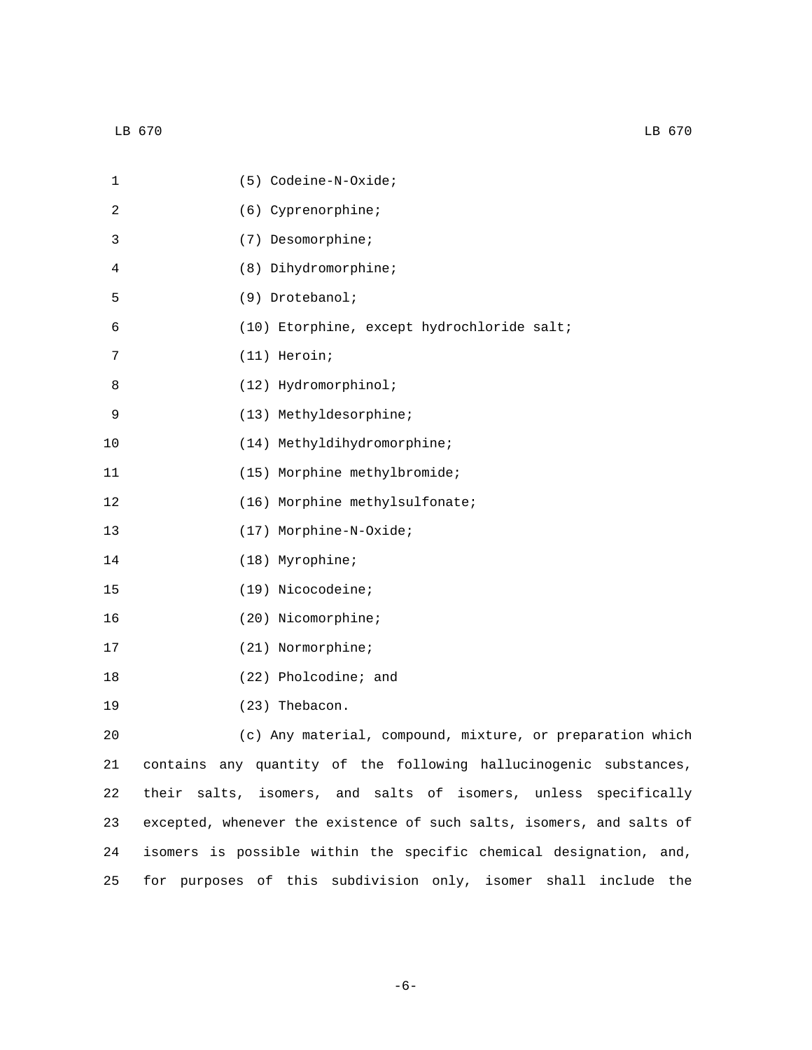(5) Codeine-N-Oxide;

(6) Cyprenorphine;

(7) Desomorphine;

(8) Dihydromorphine;

(9) Drotebanol;

(10) Etorphine, except hydrochloride salt;

(11) Heroin;

(12) Hydromorphinol;

(13) Methyldesorphine;

(14) Methyldihydromorphine;

(15) Morphine methylbromide;

(16) Morphine methylsulfonate;

(17) Morphine-N-Oxide;

(18) Myrophine;

(19) Nicocodeine;

(20) Nicomorphine;

(21) Normorphine;

(22) Pholcodine; and

(23) Thebacon.

(c) Any material, compound, mixture, or preparation which contains any quantity of the following hallucinogenic substances, their salts, isomers, and salts of isomers, unless specifically excepted, whenever the existence of such salts, isomers, and salts of isomers is possible within the specific chemical designation, and, for purposes of this subdivision only, isomer shall include the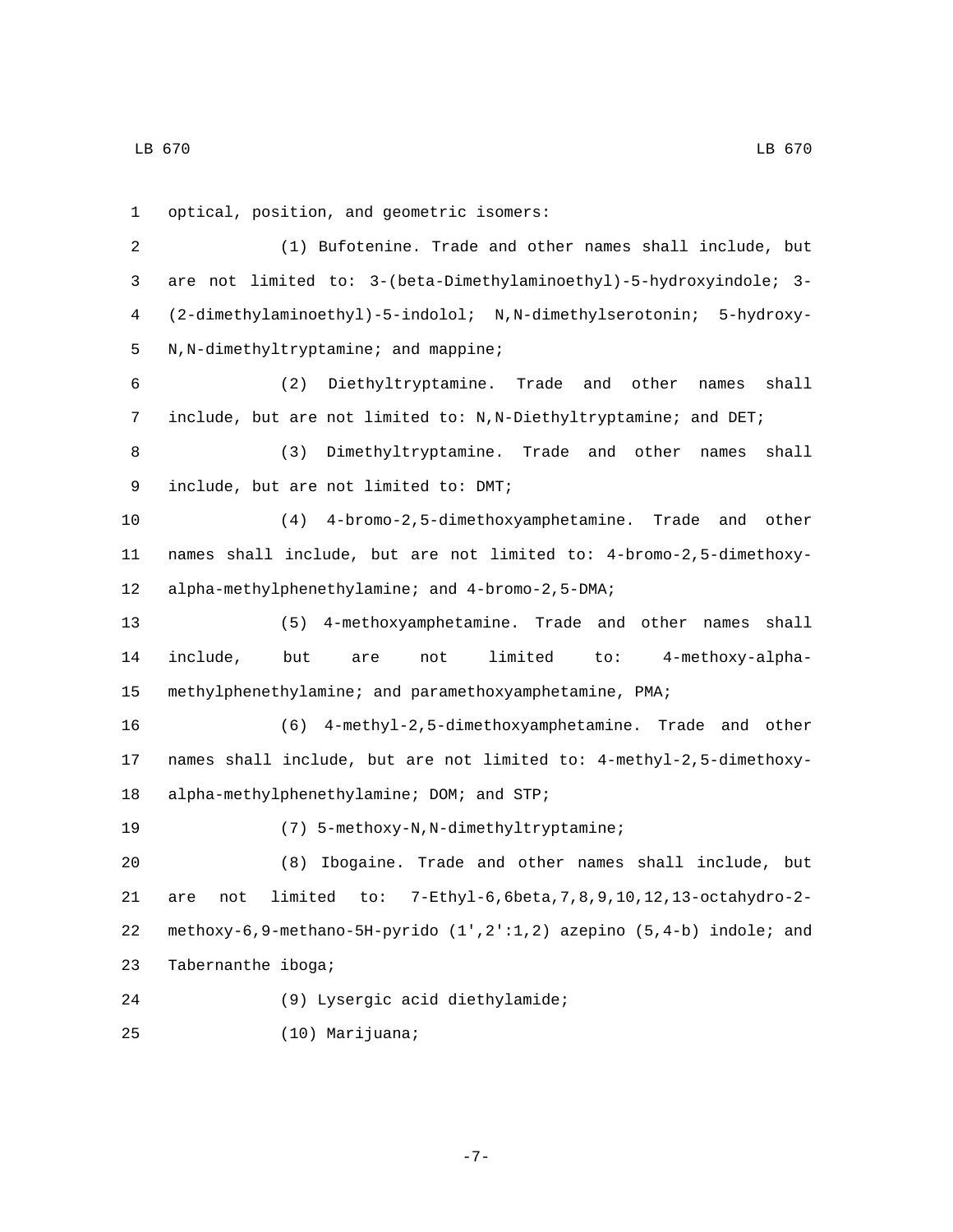optical, position, and geometric isomers:

(1) Bufotenine. Trade and other names shall include, but are not limited to: 3-(beta-Dimethylaminoethyl)-5-hydroxyindole; 3-(2-dimethylaminoethyl)-5-indolol; N,N-dimethylserotonin; 5-hydroxy-N,N-dimethyltryptamine; and mappine;

(2) Diethyltryptamine. Trade and other names shall include, but are not limited to: N,N-Diethyltryptamine; and DET;

(3) Dimethyltryptamine. Trade and other names shall include, but are not limited to: DMT;

(4) 4-bromo-2,5-dimethoxyamphetamine. Trade and other names shall include, but are not limited to: 4-bromo-2,5-dimethoxy-alpha-methylphenethylamine; and 4-bromo-2,5-DMA;

(5) 4-methoxyamphetamine. Trade and other names shall include, but are not limited to: 4-methoxy-alpha-methylphenethylamine; and paramethoxyamphetamine, PMA;

(6) 4-methyl-2,5-dimethoxyamphetamine. Trade and other names shall include, but are not limited to: 4-methyl-2,5-dimethoxy-alpha-methylphenethylamine; DOM; and STP;

(7) 5-methoxy-N,N-dimethyltryptamine;

(8) Ibogaine. Trade and other names shall include, but are not limited to: 7-Ethyl-6,6beta,7,8,9,10,12,13-octahydro-2-methoxy-6,9-methano-5H-pyrido (1',2':1,2) azepino (5,4-b) indole; and Tabernanthe iboga;

(9) Lysergic acid diethylamide;

(10) Marijuana;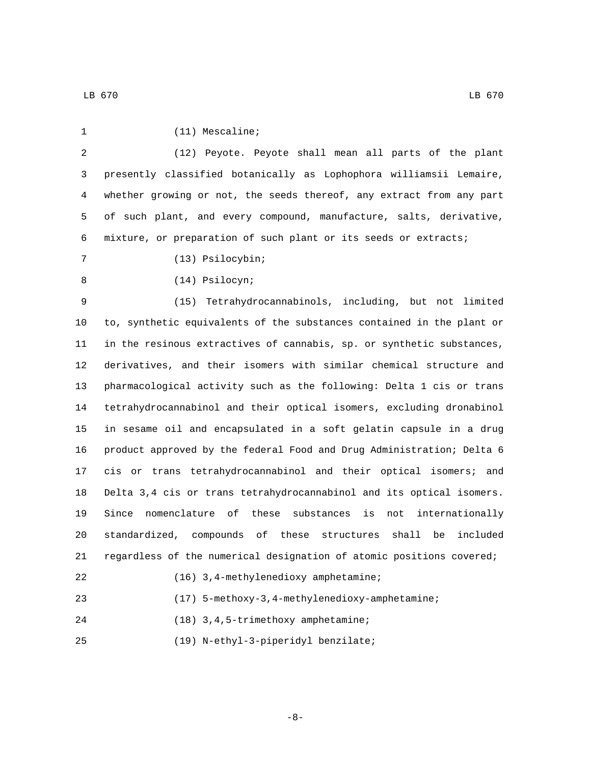(11) Mescaline;

(12) Peyote. Peyote shall mean all parts of the plant presently classified botanically as Lophophora williamsii Lemaire, whether growing or not, the seeds thereof, any extract from any part of such plant, and every compound, manufacture, salts, derivative, mixture, or preparation of such plant or its seeds or extracts;

(13) Psilocybin;

(14) Psilocyn;

(15) Tetrahydrocannabinols, including, but not limited to, synthetic equivalents of the substances contained in the plant or in the resinous extractives of cannabis, sp. or synthetic substances, derivatives, and their isomers with similar chemical structure and pharmacological activity such as the following: Delta 1 cis or trans tetrahydrocannabinol and their optical isomers, excluding dronabinol in sesame oil and encapsulated in a soft gelatin capsule in a drug product approved by the federal Food and Drug Administration; Delta 6 cis or trans tetrahydrocannabinol and their optical isomers; and Delta 3,4 cis or trans tetrahydrocannabinol and its optical isomers. Since nomenclature of these substances is not internationally standardized, compounds of these structures shall be included regardless of the numerical designation of atomic positions covered;

(16) 3,4-methylenedioxy amphetamine;

(17) 5-methoxy-3,4-methylenedioxy-amphetamine;

(18) 3,4,5-trimethoxy amphetamine;

(19) N-ethyl-3-piperidyl benzilate;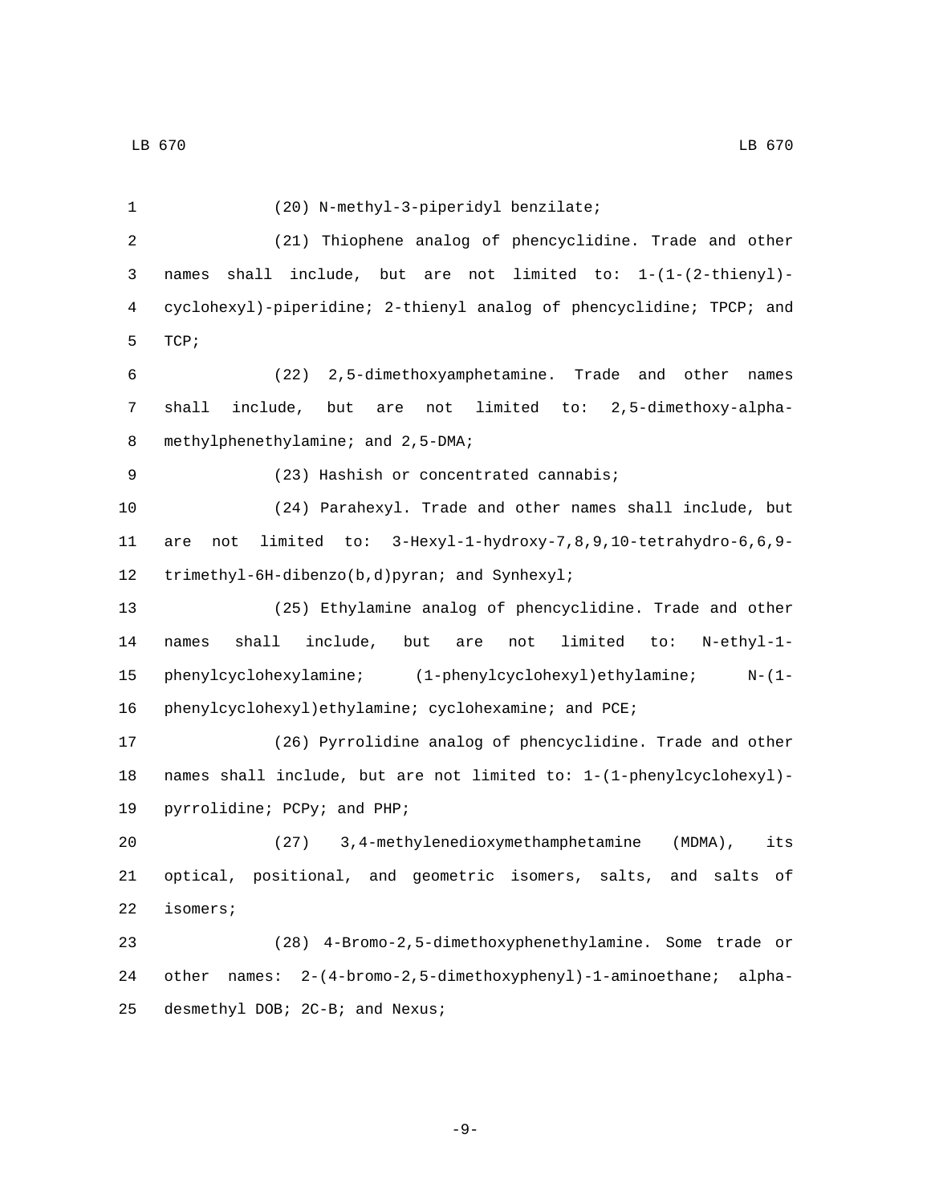(20) N-methyl-3-piperidyl benzilate;

(21) Thiophene analog of phencyclidine. Trade and other names shall include, but are not limited to: 1-(1-(2-thienyl)-cyclohexyl)-piperidine; 2-thienyl analog of phencyclidine; TPCP; and TCP;

(22) 2,5-dimethoxyamphetamine. Trade and other names shall include, but are not limited to: 2,5-dimethoxy-alpha-methylphenethylamine; and 2,5-DMA;

(23) Hashish or concentrated cannabis;

(24) Parahexyl. Trade and other names shall include, but are not limited to: 3-Hexyl-1-hydroxy-7,8,9,10-tetrahydro-6,6,9-trimethyl-6H-dibenzo(b,d)pyran; and Synhexyl;

(25) Ethylamine analog of phencyclidine. Trade and other names shall include, but are not limited to: N-ethyl-1-phenylcyclohexylamine; (1-phenylcyclohexyl)ethylamine; N-(1-phenylcyclohexyl)ethylamine; cyclohexamine; and PCE;

(26) Pyrrolidine analog of phencyclidine. Trade and other names shall include, but are not limited to: 1-(1-phenylcyclohexyl)-pyrrolidine; PCPy; and PHP;

(27) 3,4-methylenedioxymethamphetamine (MDMA), its optical, positional, and geometric isomers, salts, and salts of isomers;

(28) 4-Bromo-2,5-dimethoxyphenethylamine. Some trade or other names: 2-(4-bromo-2,5-dimethoxyphenyl)-1-aminoethane; alpha-desmethyl DOB; 2C-B; and Nexus;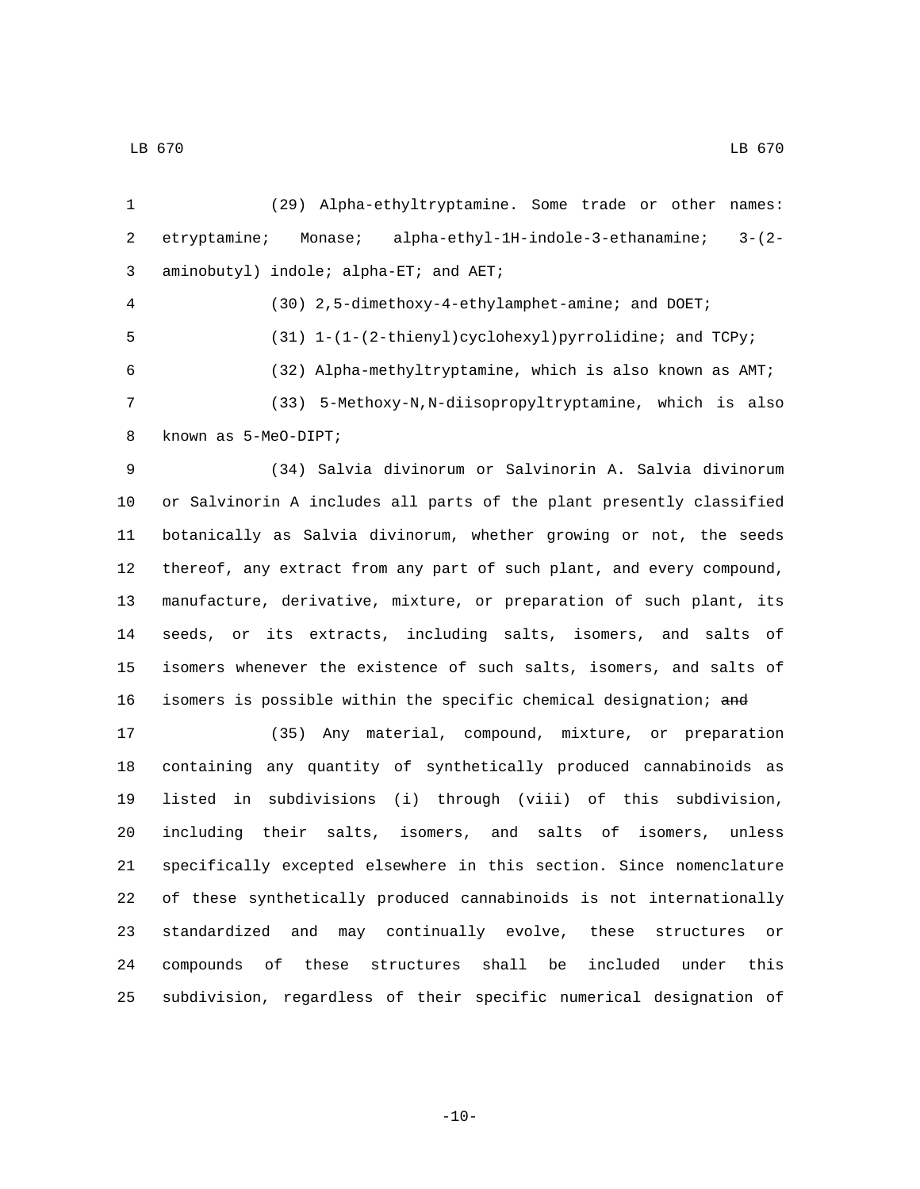(29) Alpha-ethyltryptamine. Some trade or other names: etryptamine; Monase; alpha-ethyl-1H-indole-3-ethanamine; 3-(2-aminobutyl) indole; alpha-ET; and AET;

(30) 2,5-dimethoxy-4-ethylamphet-amine; and DOET;

(31) 1-(1-(2-thienyl)cyclohexyl)pyrrolidine; and TCPy;

(32) Alpha-methyltryptamine, which is also known as AMT;

(33) 5-Methoxy-N,N-diisopropyltryptamine, which is also known as 5-MeO-DIPT;

(34) Salvia divinorum or Salvinorin A. Salvia divinorum or Salvinorin A includes all parts of the plant presently classified botanically as Salvia divinorum, whether growing or not, the seeds thereof, any extract from any part of such plant, and every compound, manufacture, derivative, mixture, or preparation of such plant, its seeds, or its extracts, including salts, isomers, and salts of isomers whenever the existence of such salts, isomers, and salts of isomers is possible within the specific chemical designation; ~~and~~

(35) Any material, compound, mixture, or preparation containing any quantity of synthetically produced cannabinoids as listed in subdivisions (i) through (viii) of this subdivision, including their salts, isomers, and salts of isomers, unless specifically excepted elsewhere in this section. Since nomenclature of these synthetically produced cannabinoids is not internationally standardized and may continually evolve, these structures or compounds of these structures shall be included under this subdivision, regardless of their specific numerical designation of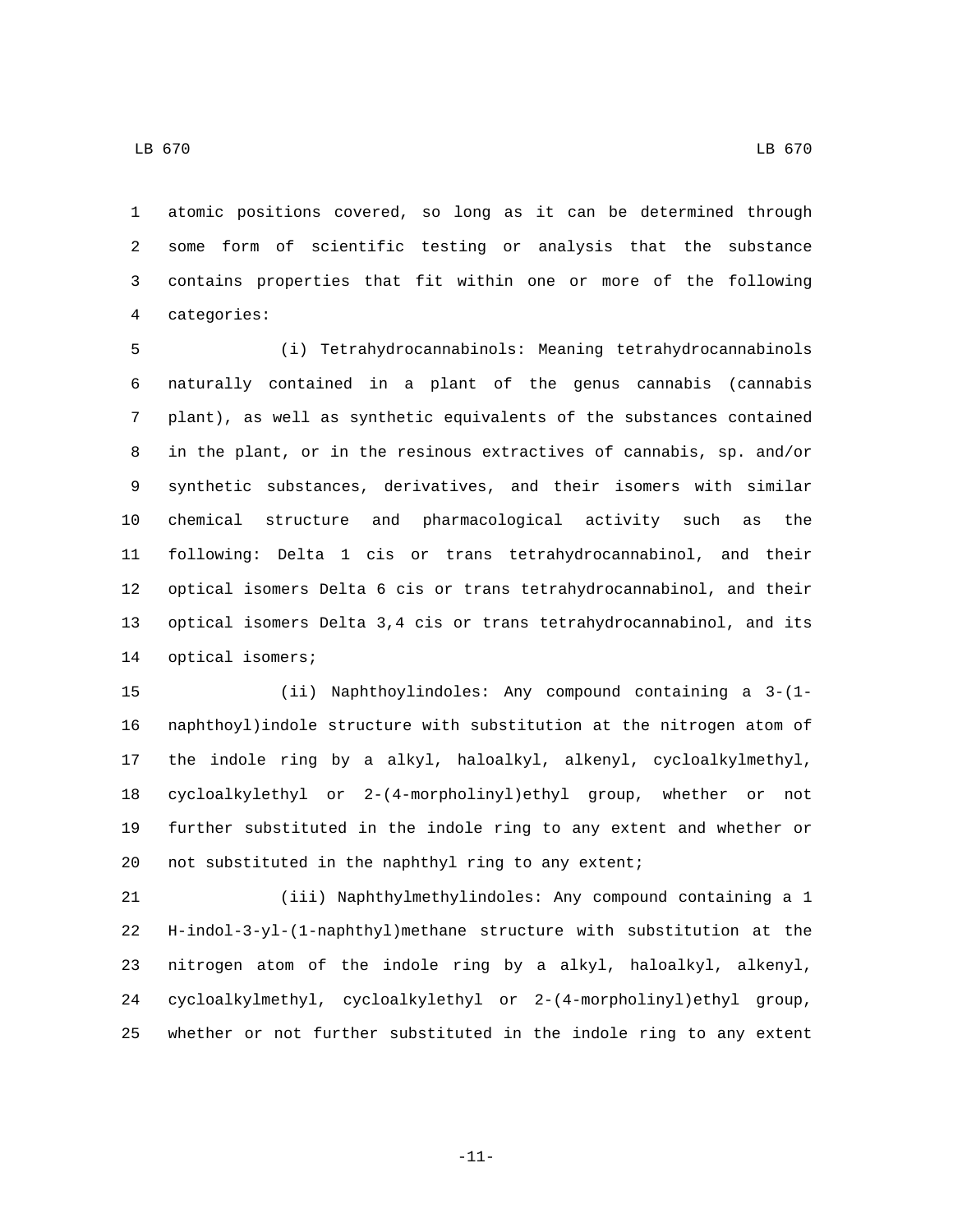atomic positions covered, so long as it can be determined through some form of scientific testing or analysis that the substance contains properties that fit within one or more of the following categories:

(i) Tetrahydrocannabinols: Meaning tetrahydrocannabinols naturally contained in a plant of the genus cannabis (cannabis plant), as well as synthetic equivalents of the substances contained in the plant, or in the resinous extractives of cannabis, sp. and/or synthetic substances, derivatives, and their isomers with similar chemical structure and pharmacological activity such as the following: Delta 1 cis or trans tetrahydrocannabinol, and their optical isomers Delta 6 cis or trans tetrahydrocannabinol, and their optical isomers Delta 3,4 cis or trans tetrahydrocannabinol, and its optical isomers;

(ii) Naphthoylindoles: Any compound containing a 3-(1-naphthoyl)indole structure with substitution at the nitrogen atom of the indole ring by a alkyl, haloalkyl, alkenyl, cycloalkylmethyl, cycloalkylethyl or 2-(4-morpholinyl)ethyl group, whether or not further substituted in the indole ring to any extent and whether or not substituted in the naphthyl ring to any extent;

(iii) Naphthylmethylindoles: Any compound containing a 1 H-indol-3-yl-(1-naphthyl)methane structure with substitution at the nitrogen atom of the indole ring by a alkyl, haloalkyl, alkenyl, cycloalkylmethyl, cycloalkylethyl or 2-(4-morpholinyl)ethyl group, whether or not further substituted in the indole ring to any extent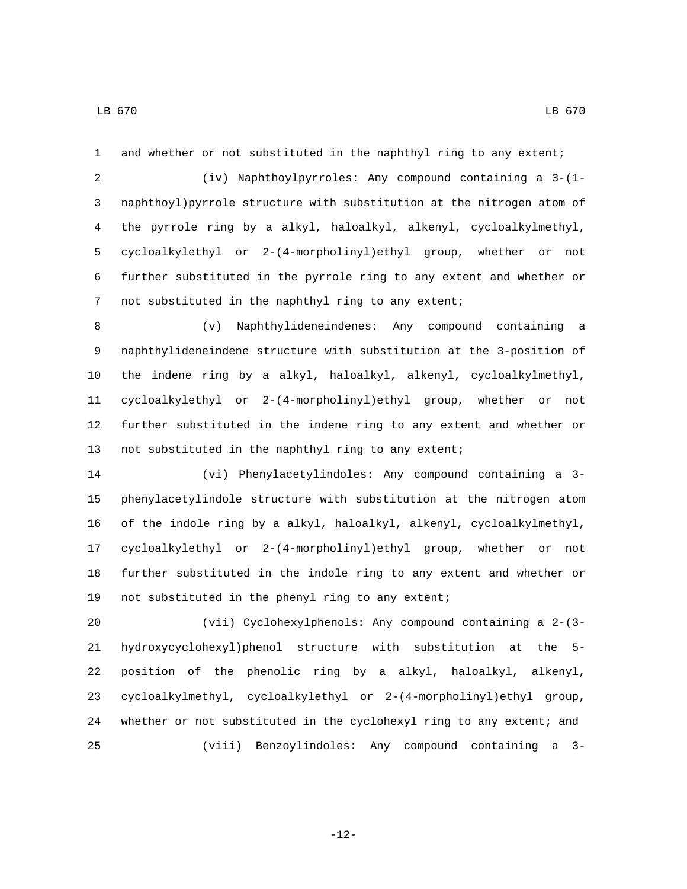and whether or not substituted in the naphthyl ring to any extent;

(iv) Naphthoylpyrroles: Any compound containing a 3-(1-naphthoyl)pyrrole structure with substitution at the nitrogen atom of the pyrrole ring by a alkyl, haloalkyl, alkenyl, cycloalkylmethyl, cycloalkylethyl or 2-(4-morpholinyl)ethyl group, whether or not further substituted in the pyrrole ring to any extent and whether or not substituted in the naphthyl ring to any extent;

(v) Naphthylideneindenes: Any compound containing a naphthylideneindene structure with substitution at the 3-position of the indene ring by a alkyl, haloalkyl, alkenyl, cycloalkylmethyl, cycloalkylethyl or 2-(4-morpholinyl)ethyl group, whether or not further substituted in the indene ring to any extent and whether or not substituted in the naphthyl ring to any extent;

(vi) Phenylacetylindoles: Any compound containing a 3-phenylacetylindole structure with substitution at the nitrogen atom of the indole ring by a alkyl, haloalkyl, alkenyl, cycloalkylmethyl, cycloalkylethyl or 2-(4-morpholinyl)ethyl group, whether or not further substituted in the indole ring to any extent and whether or not substituted in the phenyl ring to any extent;

(vii) Cyclohexylphenols: Any compound containing a 2-(3-hydroxycyclohexyl)phenol structure with substitution at the 5-position of the phenolic ring by a alkyl, haloalkyl, alkenyl, cycloalkylmethyl, cycloalkylethyl or 2-(4-morpholinyl)ethyl group, whether or not substituted in the cyclohexyl ring to any extent; and

(viii) Benzoylindoles: Any compound containing a 3-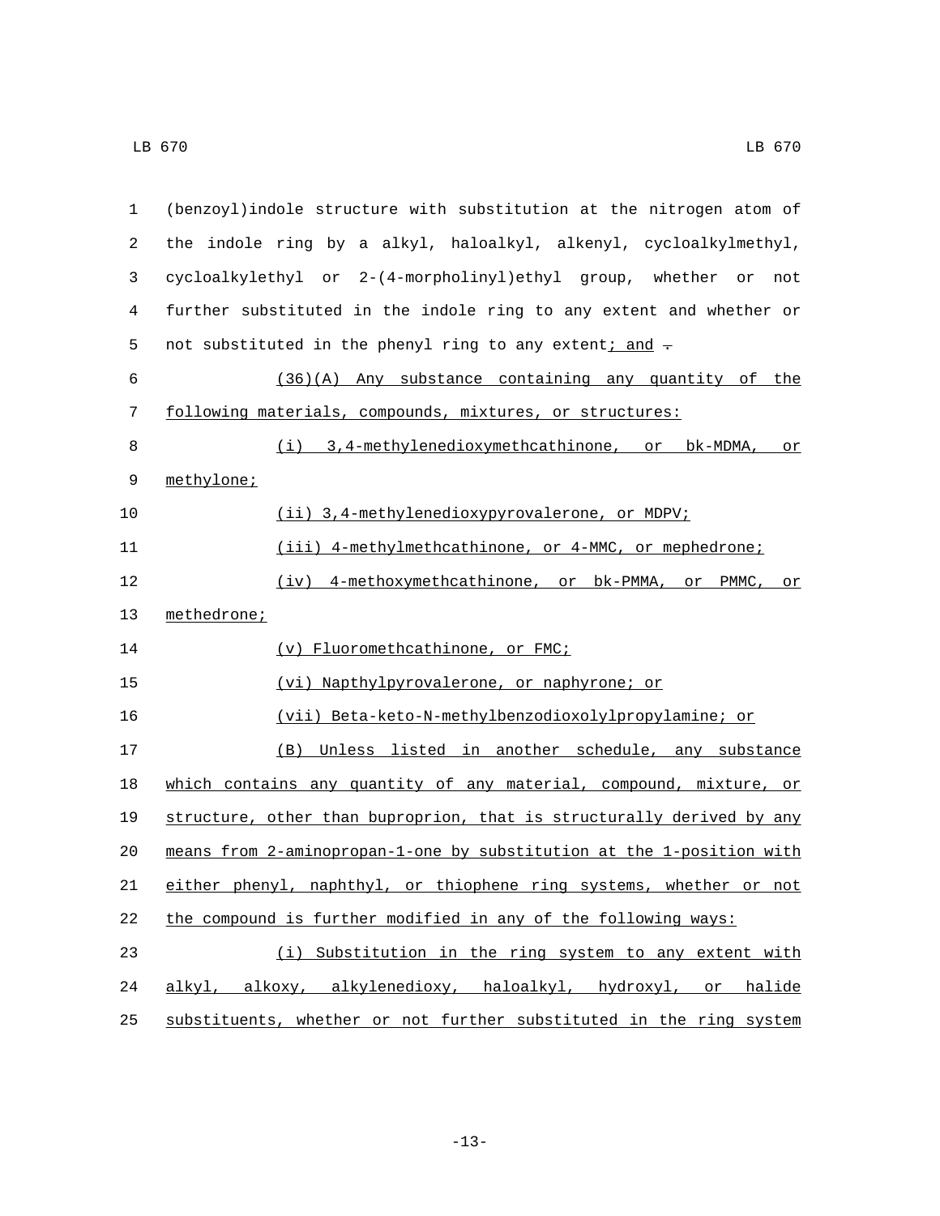(benzoyl)indole structure with substitution at the nitrogen atom of the indole ring by a alkyl, haloalkyl, alkenyl, cycloalkylmethyl, cycloalkylethyl or 2-(4-morpholinyl)ethyl group, whether or not further substituted in the indole ring to any extent and whether or not substituted in the phenyl ring to any extent; and .

(36)(A) Any substance containing any quantity of the following materials, compounds, mixtures, or structures:

(i) 3,4-methylenedioxymethcathinone, or bk-MDMA, or methylone;

(ii) 3,4-methylenedioxypyrovalerone, or MDPV;

(iii) 4-methylmethcathinone, or 4-MMC, or mephedrone;

(iv) 4-methoxymethcathinone, or bk-PMMA, or PMMC, or methedrone;

(v) Fluoromethcathinone, or FMC;

(vi) Napthylpyrovalerone, or naphyrone; or

(vii) Beta-keto-N-methylbenzodioxolylpropylamine; or

(B) Unless listed in another schedule, any substance which contains any quantity of any material, compound, mixture, or structure, other than buproprion, that is structurally derived by any means from 2-aminopropan-1-one by substitution at the 1-position with either phenyl, naphthyl, or thiophene ring systems, whether or not the compound is further modified in any of the following ways:

(i) Substitution in the ring system to any extent with alkyl, alkoxy, alkylenedioxy, haloalkyl, hydroxyl, or halide substituents, whether or not further substituted in the ring system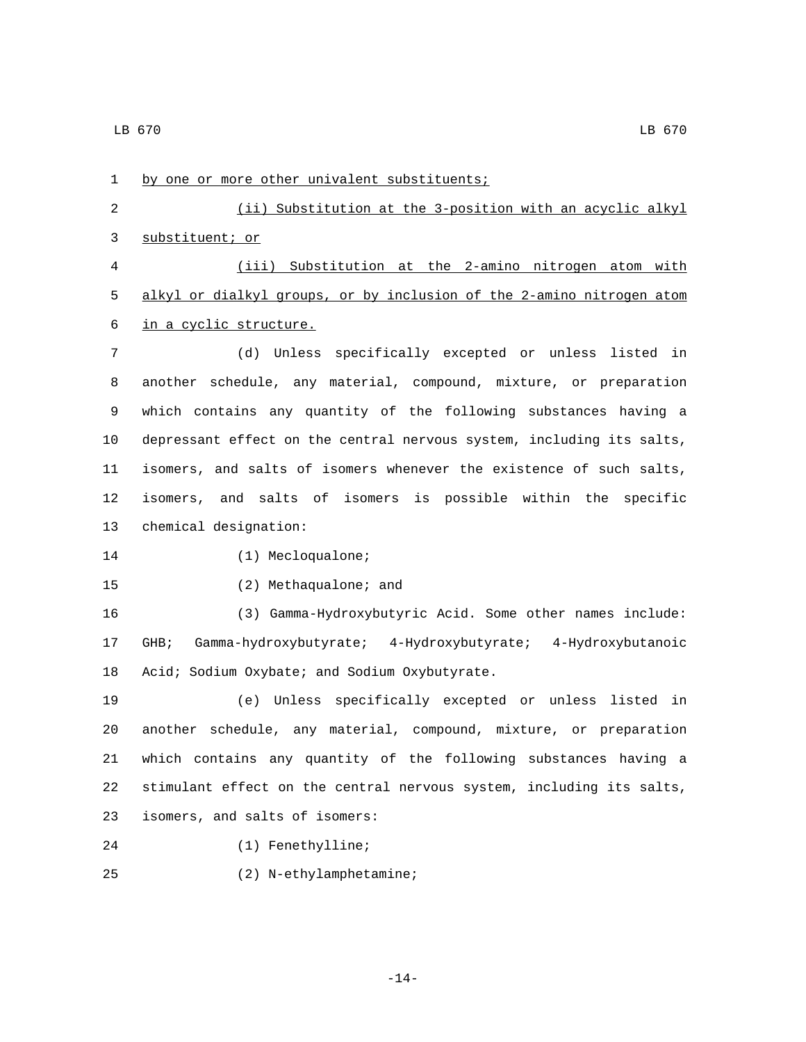by one or more other univalent substituents;

(ii) Substitution at the 3-position with an acyclic alkyl substituent; or

(iii) Substitution at the 2-amino nitrogen atom with alkyl or dialkyl groups, or by inclusion of the 2-amino nitrogen atom in a cyclic structure.

(d) Unless specifically excepted or unless listed in another schedule, any material, compound, mixture, or preparation which contains any quantity of the following substances having a depressant effect on the central nervous system, including its salts, isomers, and salts of isomers whenever the existence of such salts, isomers, and salts of isomers is possible within the specific chemical designation:

(1) Mecloqualone;

(2) Methaqualone; and

(3) Gamma-Hydroxybutyric Acid. Some other names include: GHB; Gamma-hydroxybutyrate; 4-Hydroxybutyrate; 4-Hydroxybutanoic Acid; Sodium Oxybate; and Sodium Oxybutyrate.

(e) Unless specifically excepted or unless listed in another schedule, any material, compound, mixture, or preparation which contains any quantity of the following substances having a stimulant effect on the central nervous system, including its salts, isomers, and salts of isomers:

(1) Fenethylline;

(2) N-ethylamphetamine;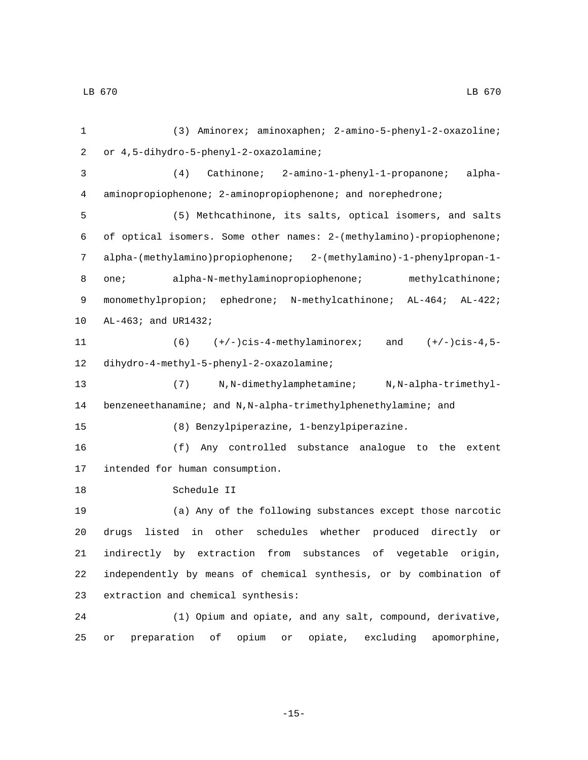(3) Aminorex; aminoxaphen; 2-amino-5-phenyl-2-oxazoline; or 4,5-dihydro-5-phenyl-2-oxazolamine;

(4) Cathinone; 2-amino-1-phenyl-1-propanone; alpha-aminopropiophenone; 2-aminopropiophenone; and norephedrone;

(5) Methcathinone, its salts, optical isomers, and salts of optical isomers. Some other names: 2-(methylamino)-propiophenone; alpha-(methylamino)propiophenone; 2-(methylamino)-1-phenylpropan-1-one; alpha-N-methylaminopropiophenone; methylcathinone; monomethylpropion; ephedrone; N-methylcathinone; AL-464; AL-422; AL-463; and UR1432;

(6) (+/-)cis-4-methylaminorex; and (+/-)cis-4,5-dihydro-4-methyl-5-phenyl-2-oxazolamine;

(7) N,N-dimethylamphetamine; N,N-alpha-trimethyl-benzeneethanamine; and N,N-alpha-trimethylphenethylamine; and

(8) Benzylpiperazine, 1-benzylpiperazine.

(f) Any controlled substance analogue to the extent intended for human consumption.

Schedule II

(a) Any of the following substances except those narcotic drugs listed in other schedules whether produced directly or indirectly by extraction from substances of vegetable origin, independently by means of chemical synthesis, or by combination of extraction and chemical synthesis:

(1) Opium and opiate, and any salt, compound, derivative, or preparation of opium or opiate, excluding apomorphine,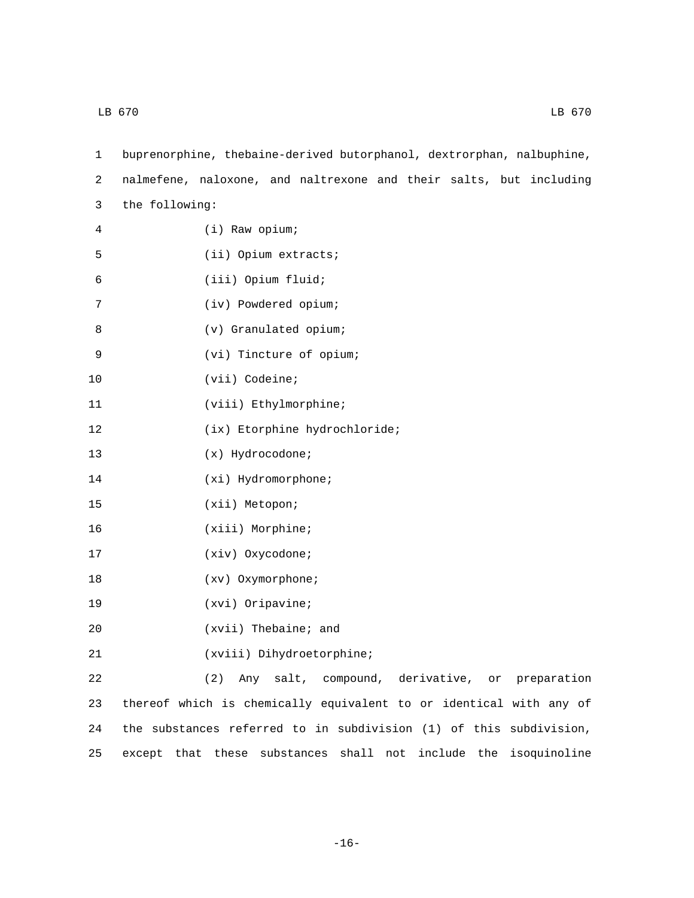buprenorphine, thebaine-derived butorphanol, dextrorphan, nalbuphine, nalmefene, naloxone, and naltrexone and their salts, but including the following:

(i) Raw opium;

(ii) Opium extracts;

(iii) Opium fluid;

(iv) Powdered opium;

(v) Granulated opium;

(vi) Tincture of opium;

(vii) Codeine;

(viii) Ethylmorphine;

(ix) Etorphine hydrochloride;

(x) Hydrocodone;

(xi) Hydromorphone;

(xii) Metopon;

(xiii) Morphine;

(xiv) Oxycodone;

(xv) Oxymorphone;

(xvi) Oripavine;

(xvii) Thebaine; and

(xviii) Dihydroetorphine;

(2) Any salt, compound, derivative, or preparation thereof which is chemically equivalent to or identical with any of the substances referred to in subdivision (1) of this subdivision, except that these substances shall not include the isoquinoline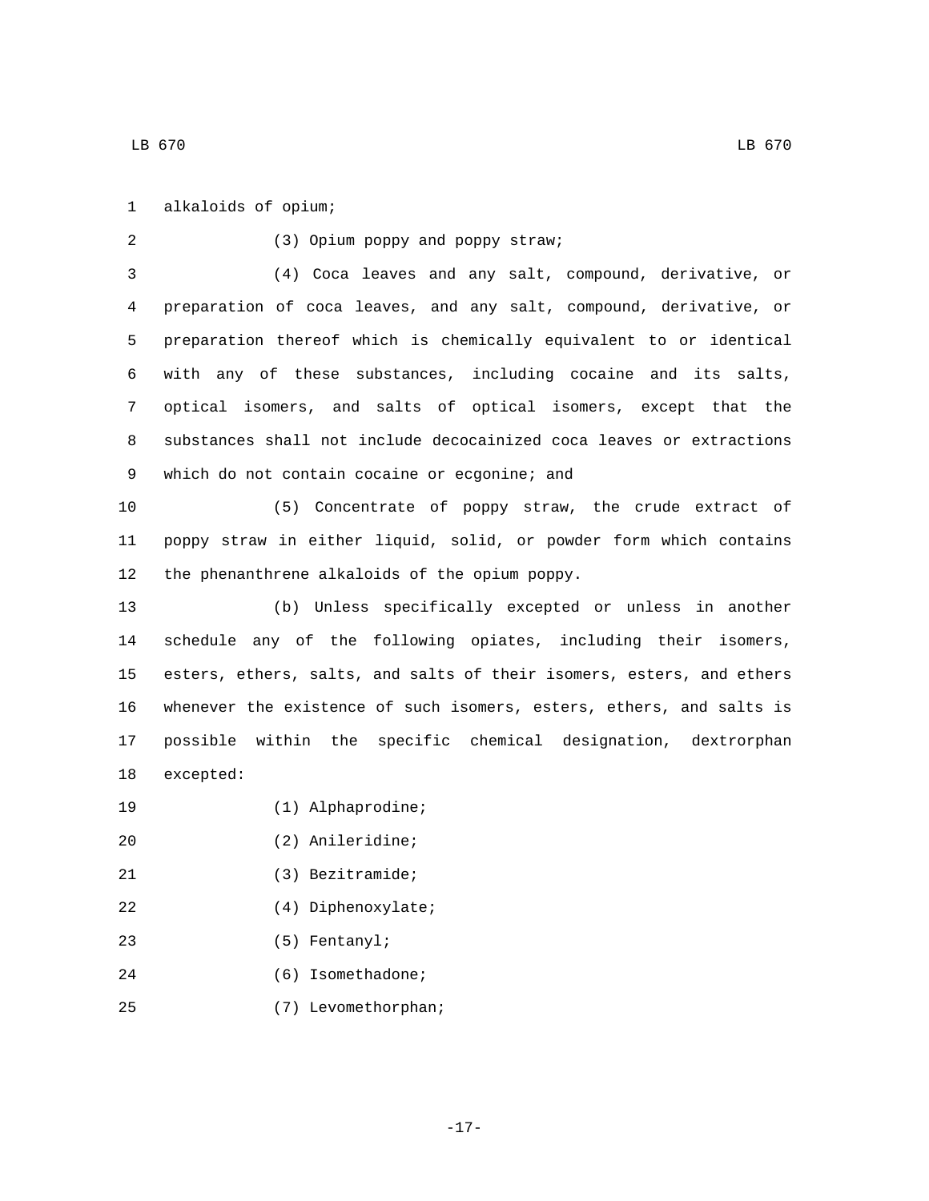alkaloids of opium;

(3) Opium poppy and poppy straw;

(4) Coca leaves and any salt, compound, derivative, or preparation of coca leaves, and any salt, compound, derivative, or preparation thereof which is chemically equivalent to or identical with any of these substances, including cocaine and its salts, optical isomers, and salts of optical isomers, except that the substances shall not include decocainized coca leaves or extractions which do not contain cocaine or ecgonine; and

(5) Concentrate of poppy straw, the crude extract of poppy straw in either liquid, solid, or powder form which contains the phenanthrene alkaloids of the opium poppy.

(b) Unless specifically excepted or unless in another schedule any of the following opiates, including their isomers, esters, ethers, salts, and salts of their isomers, esters, and ethers whenever the existence of such isomers, esters, ethers, and salts is possible within the specific chemical designation, dextrorphan excepted:

(1) Alphaprodine;

(2) Anileridine;

(3) Bezitramide;

(4) Diphenoxylate;

(5) Fentanyl;

(6) Isomethadone;

(7) Levomethorphan;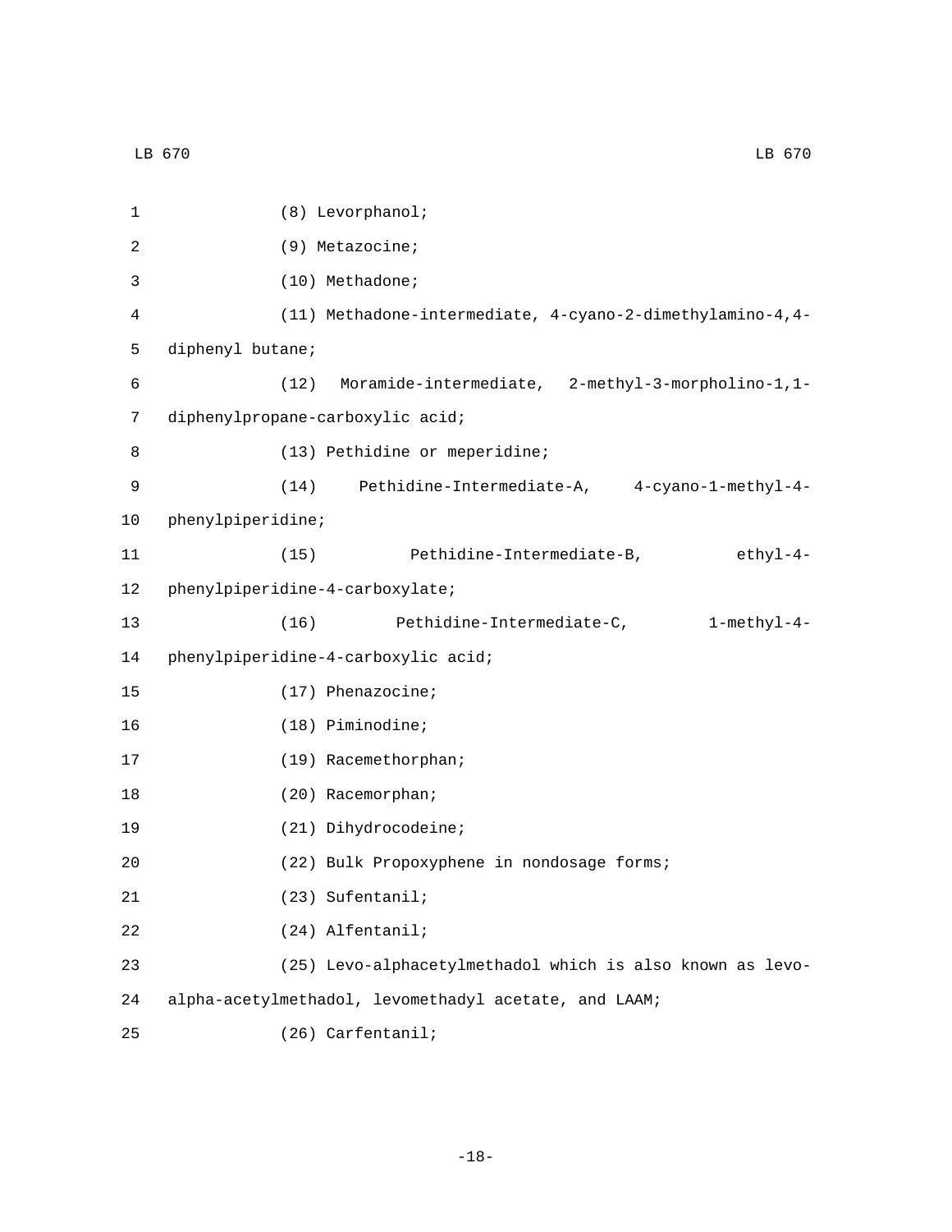(8) Levorphanol;

(9) Metazocine;

(10) Methadone;

(11) Methadone-intermediate, 4-cyano-2-dimethylamino-4,4-diphenyl butane;

(12) Moramide-intermediate, 2-methyl-3-morpholino-1,1-diphenylpropane-carboxylic acid;

(13) Pethidine or meperidine;

(14) Pethidine-Intermediate-A, 4-cyano-1-methyl-4-phenylpiperidine;

(15) Pethidine-Intermediate-B, ethyl-4-phenylpiperidine-4-carboxylate;

(16) Pethidine-Intermediate-C, 1-methyl-4-phenylpiperidine-4-carboxylic acid;

(17) Phenazocine;

(18) Piminodine;

(19) Racemethorphan;

(20) Racemorphan;

(21) Dihydrocodeine;

(22) Bulk Propoxyphene in nondosage forms;

(23) Sufentanil;

(24) Alfentanil;

(25) Levo-alphacetylmethadol which is also known as levo-alpha-acetylmethadol, levomethadyl acetate, and LAAM;

(26) Carfentanil;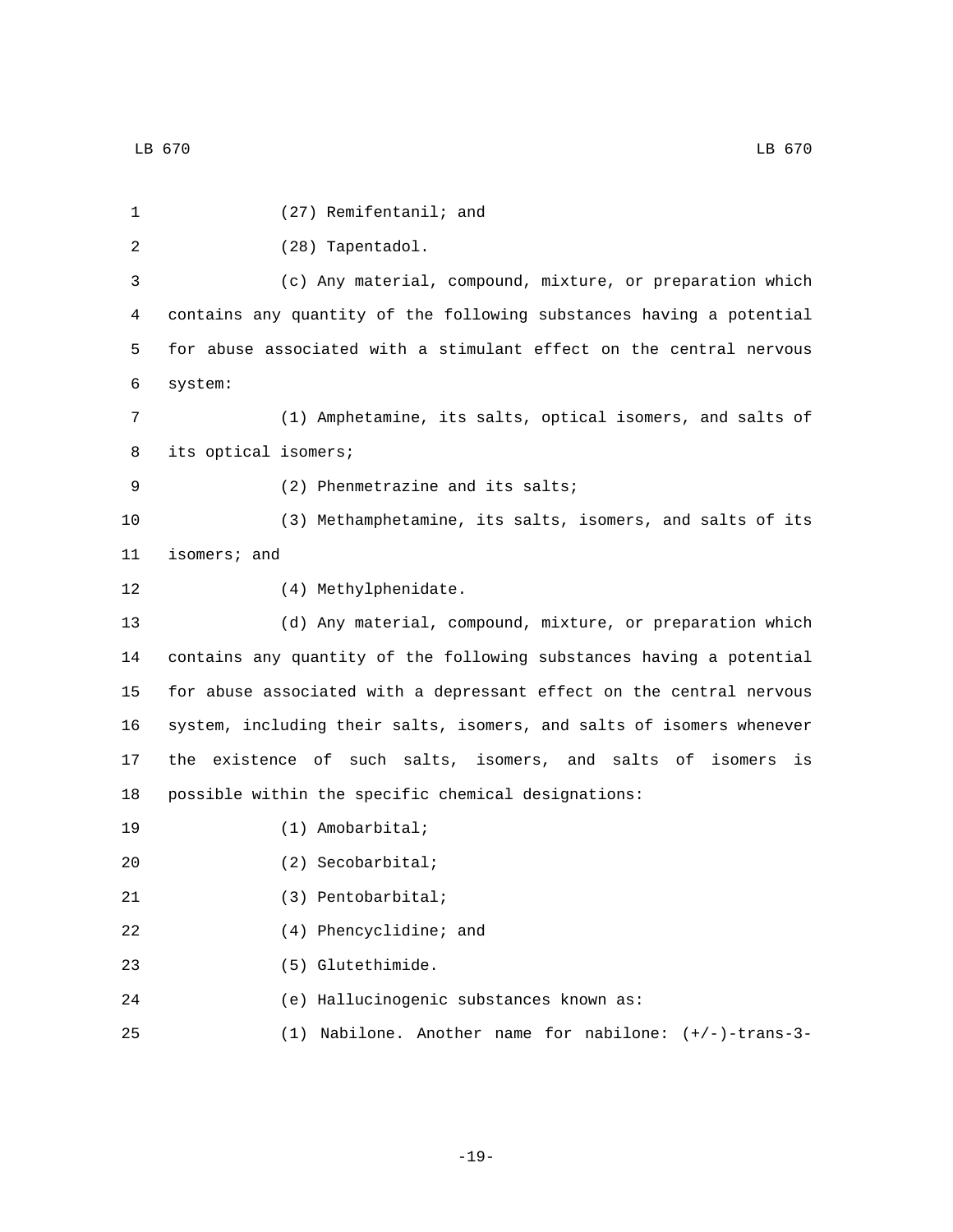(27) Remifentanil; and

(28) Tapentadol.

(c) Any material, compound, mixture, or preparation which contains any quantity of the following substances having a potential for abuse associated with a stimulant effect on the central nervous system:

(1) Amphetamine, its salts, optical isomers, and salts of its optical isomers;

(2) Phenmetrazine and its salts;

(3) Methamphetamine, its salts, isomers, and salts of its isomers; and

(4) Methylphenidate.

(d) Any material, compound, mixture, or preparation which contains any quantity of the following substances having a potential for abuse associated with a depressant effect on the central nervous system, including their salts, isomers, and salts of isomers whenever the existence of such salts, isomers, and salts of isomers is possible within the specific chemical designations:

(1) Amobarbital;

(2) Secobarbital;

(3) Pentobarbital;

(4) Phencyclidine; and

(5) Glutethimide.

(e) Hallucinogenic substances known as:

(1) Nabilone. Another name for nabilone: (+/-)-trans-3-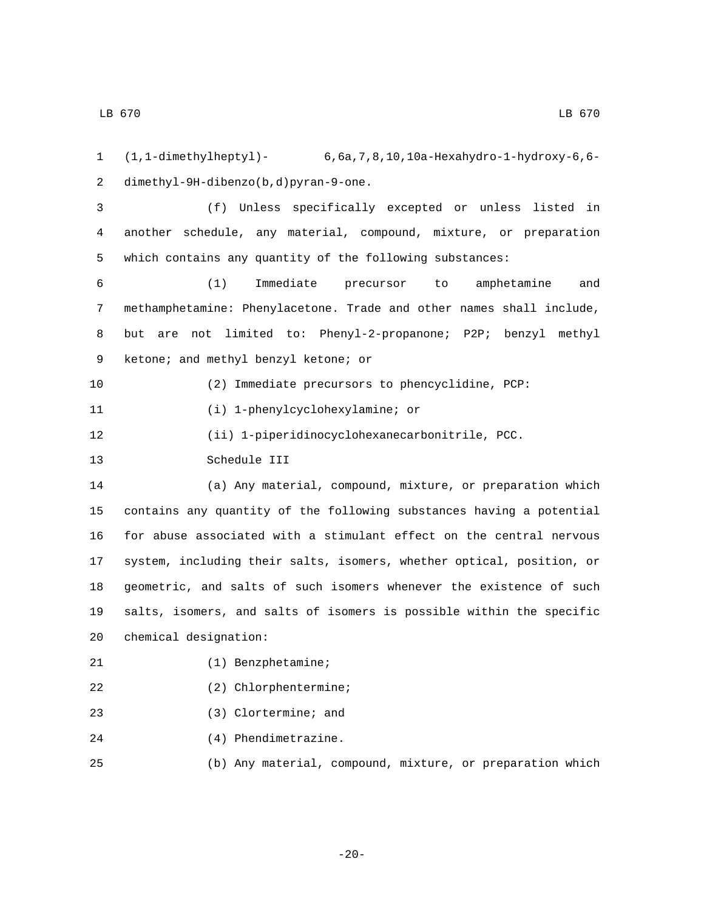(1,1-dimethylheptyl)- 6,6a,7,8,10,10a-Hexahydro-1-hydroxy-6,6-dimethyl-9H-dibenzo(b,d)pyran-9-one.

(f) Unless specifically excepted or unless listed in another schedule, any material, compound, mixture, or preparation which contains any quantity of the following substances:

(1) Immediate precursor to amphetamine and methamphetamine: Phenylacetone. Trade and other names shall include, but are not limited to: Phenyl-2-propanone; P2P; benzyl methyl ketone; and methyl benzyl ketone; or

(2) Immediate precursors to phencyclidine, PCP:

(i) 1-phenylcyclohexylamine; or

(ii) 1-piperidinocyclohexanecarbonitrile, PCC.

Schedule III

(a) Any material, compound, mixture, or preparation which contains any quantity of the following substances having a potential for abuse associated with a stimulant effect on the central nervous system, including their salts, isomers, whether optical, position, or geometric, and salts of such isomers whenever the existence of such salts, isomers, and salts of isomers is possible within the specific chemical designation:

(1) Benzphetamine;

(2) Chlorphentermine;

(3) Clortermine; and

(4) Phendimetrazine.

(b) Any material, compound, mixture, or preparation which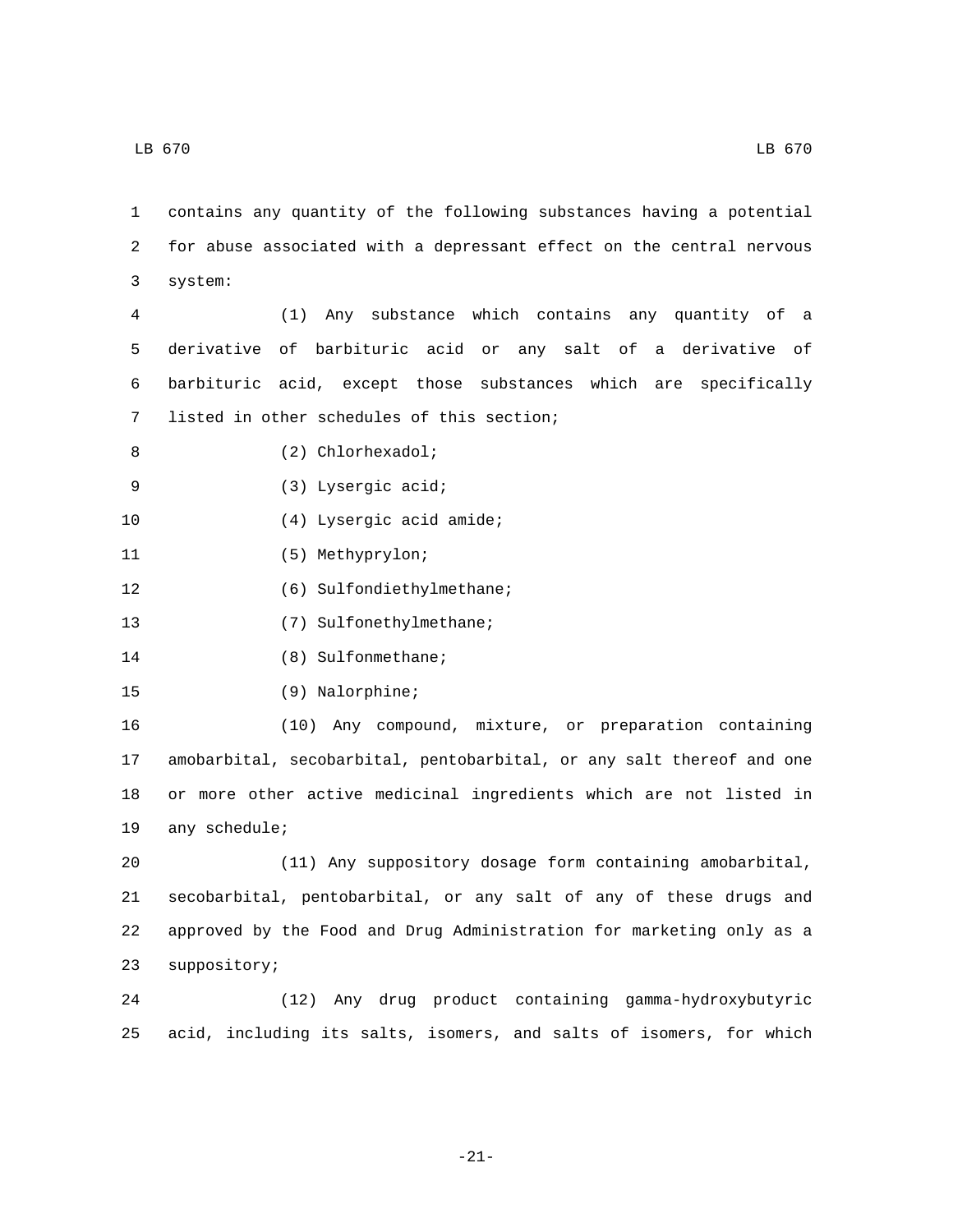contains any quantity of the following substances having a potential for abuse associated with a depressant effect on the central nervous system:

(1) Any substance which contains any quantity of a derivative of barbituric acid or any salt of a derivative of barbituric acid, except those substances which are specifically listed in other schedules of this section;

(2) Chlorhexadol;

(3) Lysergic acid;

(4) Lysergic acid amide;

(5) Methyprylon;

(6) Sulfondiethylmethane;

(7) Sulfonethylmethane;

(8) Sulfonmethane;

(9) Nalorphine;

(10) Any compound, mixture, or preparation containing amobarbital, secobarbital, pentobarbital, or any salt thereof and one or more other active medicinal ingredients which are not listed in any schedule;

(11) Any suppository dosage form containing amobarbital, secobarbital, pentobarbital, or any salt of any of these drugs and approved by the Food and Drug Administration for marketing only as a suppository;

(12) Any drug product containing gamma-hydroxybutyric acid, including its salts, isomers, and salts of isomers, for which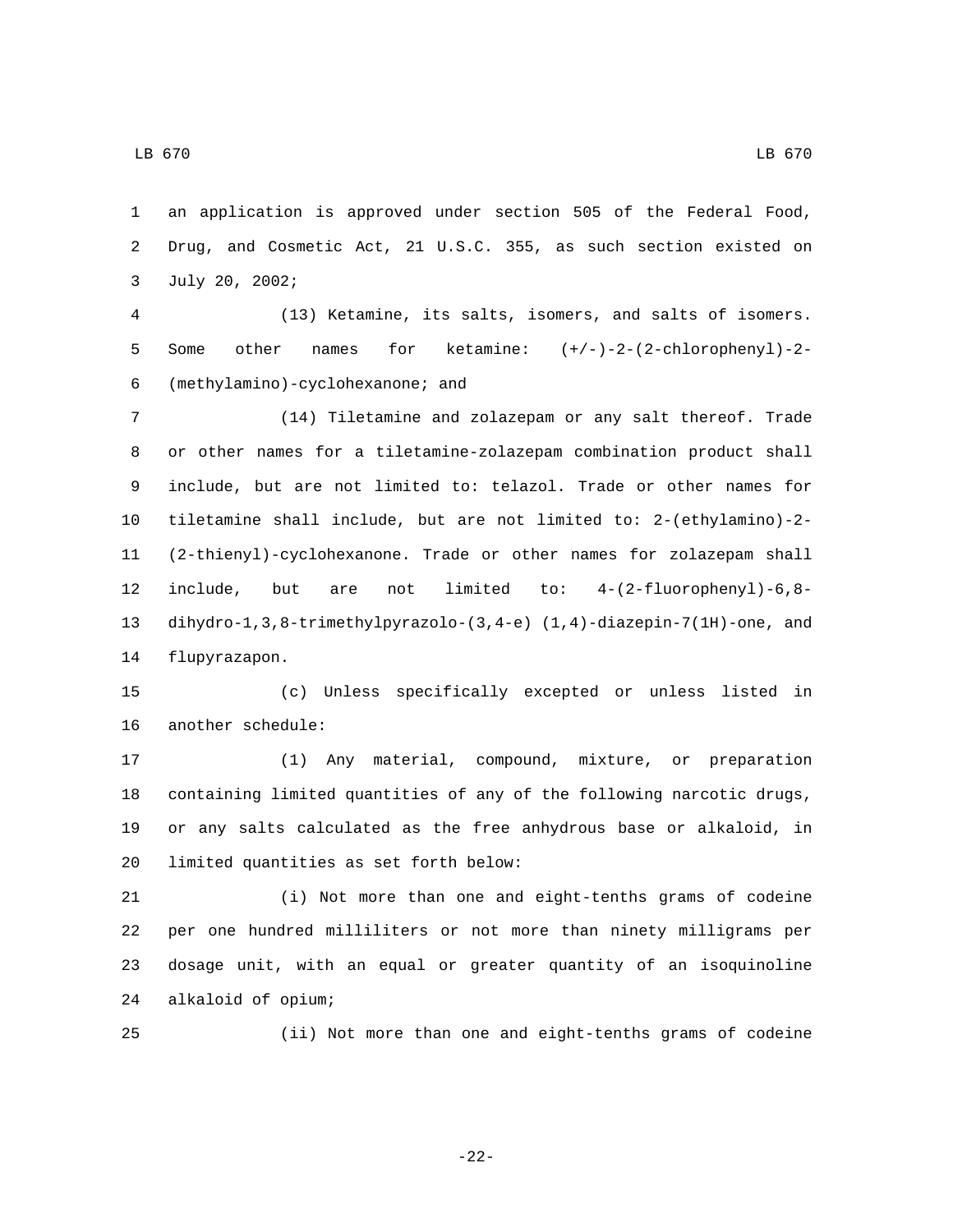an application is approved under section 505 of the Federal Food, Drug, and Cosmetic Act, 21 U.S.C. 355, as such section existed on July 20, 2002;

(13) Ketamine, its salts, isomers, and salts of isomers. Some other names for ketamine: (+/-)-2-(2-chlorophenyl)-2-(methylamino)-cyclohexanone; and

(14) Tiletamine and zolazepam or any salt thereof. Trade or other names for a tiletamine-zolazepam combination product shall include, but are not limited to: telazol. Trade or other names for tiletamine shall include, but are not limited to: 2-(ethylamino)-2-(2-thienyl)-cyclohexanone. Trade or other names for zolazepam shall include, but are not limited to: 4-(2-fluorophenyl)-6,8-dihydro-1,3,8-trimethylpyrazolo-(3,4-e) (1,4)-diazepin-7(1H)-one, and flupyrazapon.

(c) Unless specifically excepted or unless listed in another schedule:

(1) Any material, compound, mixture, or preparation containing limited quantities of any of the following narcotic drugs, or any salts calculated as the free anhydrous base or alkaloid, in limited quantities as set forth below:

(i) Not more than one and eight-tenths grams of codeine per one hundred milliliters or not more than ninety milligrams per dosage unit, with an equal or greater quantity of an isoquinoline alkaloid of opium;

(ii) Not more than one and eight-tenths grams of codeine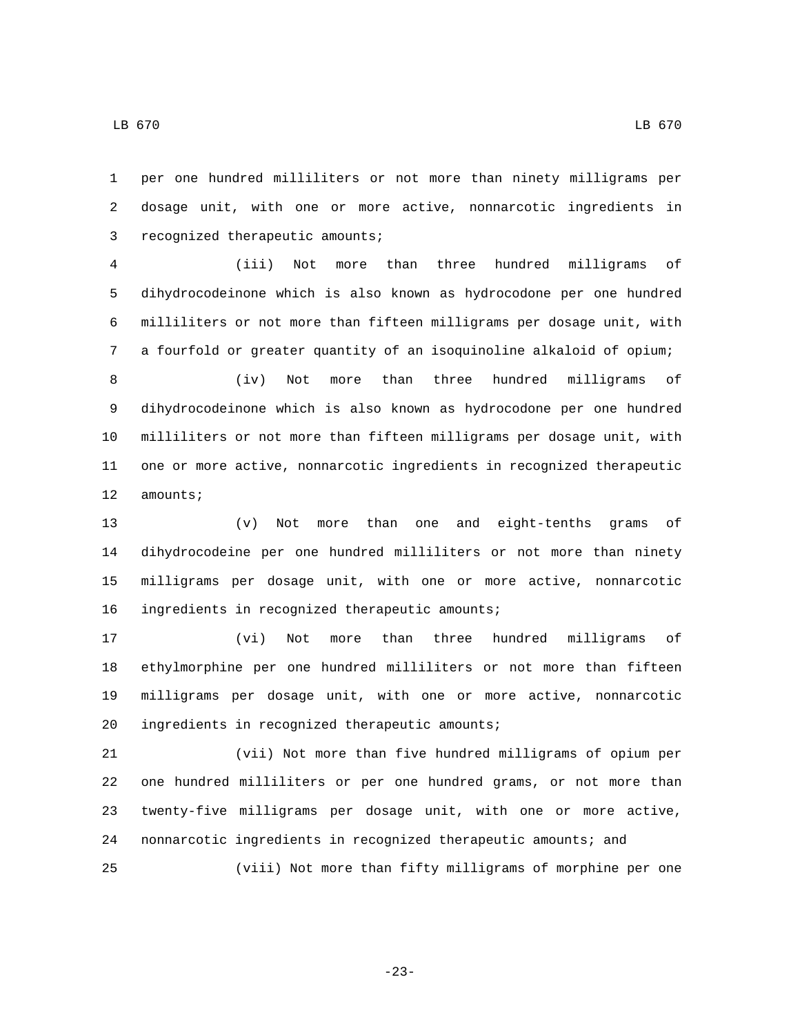per one hundred milliliters or not more than ninety milligrams per dosage unit, with one or more active, nonnarcotic ingredients in recognized therapeutic amounts;

(iii) Not more than three hundred milligrams of dihydrocodeinone which is also known as hydrocodone per one hundred milliliters or not more than fifteen milligrams per dosage unit, with a fourfold or greater quantity of an isoquinoline alkaloid of opium;

(iv) Not more than three hundred milligrams of dihydrocodeinone which is also known as hydrocodone per one hundred milliliters or not more than fifteen milligrams per dosage unit, with one or more active, nonnarcotic ingredients in recognized therapeutic amounts;

(v) Not more than one and eight-tenths grams of dihydrocodeine per one hundred milliliters or not more than ninety milligrams per dosage unit, with one or more active, nonnarcotic ingredients in recognized therapeutic amounts;

(vi) Not more than three hundred milligrams of ethylmorphine per one hundred milliliters or not more than fifteen milligrams per dosage unit, with one or more active, nonnarcotic ingredients in recognized therapeutic amounts;

(vii) Not more than five hundred milligrams of opium per one hundred milliliters or per one hundred grams, or not more than twenty-five milligrams per dosage unit, with one or more active, nonnarcotic ingredients in recognized therapeutic amounts; and

(viii) Not more than fifty milligrams of morphine per one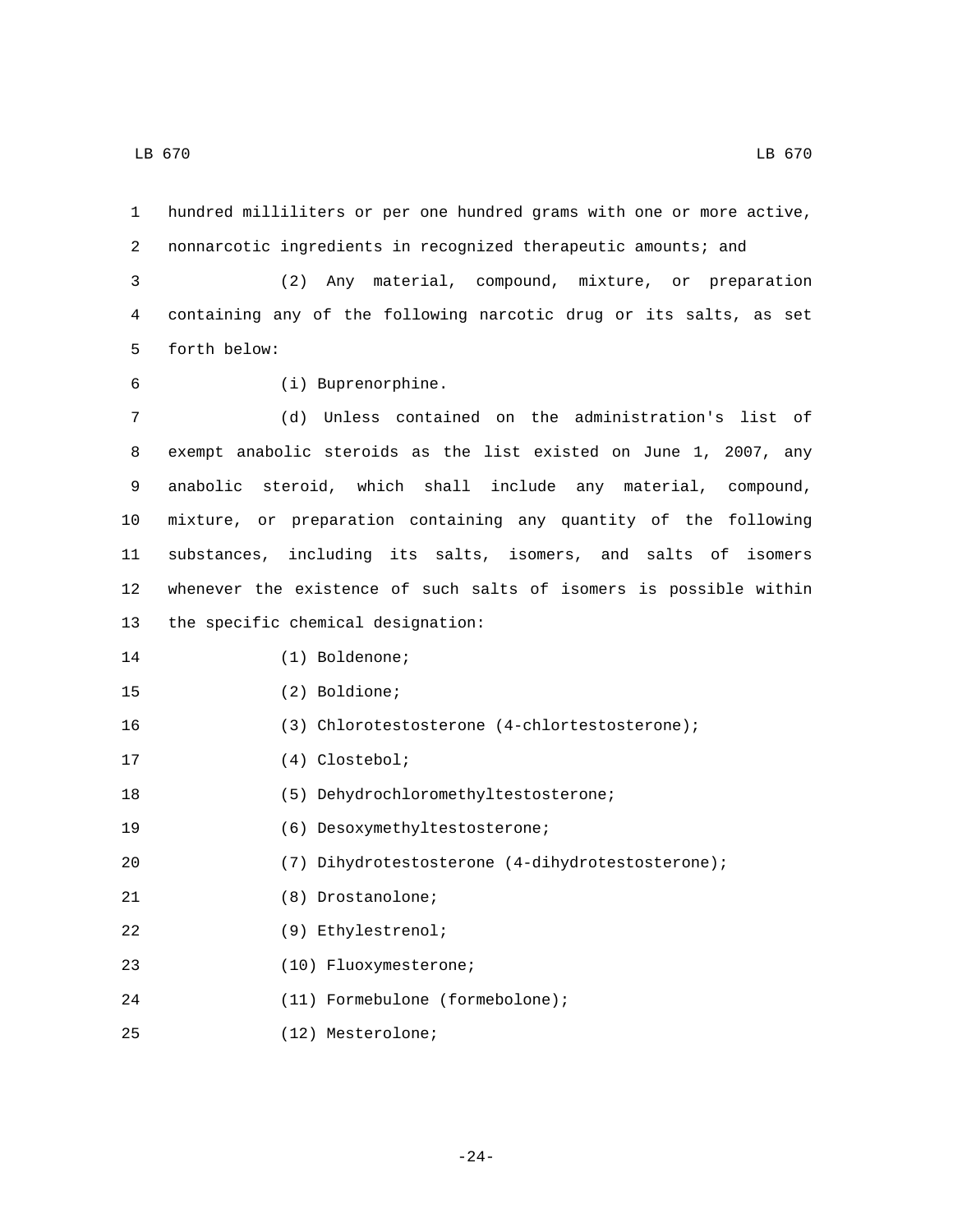hundred milliliters or per one hundred grams with one or more active, nonnarcotic ingredients in recognized therapeutic amounts; and

(2) Any material, compound, mixture, or preparation containing any of the following narcotic drug or its salts, as set forth below:

(i) Buprenorphine.

(d) Unless contained on the administration's list of exempt anabolic steroids as the list existed on June 1, 2007, any anabolic steroid, which shall include any material, compound, mixture, or preparation containing any quantity of the following substances, including its salts, isomers, and salts of isomers whenever the existence of such salts of isomers is possible within the specific chemical designation:

(1) Boldenone;

(2) Boldione;

(3) Chlorotestosterone (4-chlortestosterone);

(4) Clostebol;

(5) Dehydrochloromethyltestosterone;

(6) Desoxymethyltestosterone;

(7) Dihydrotestosterone (4-dihydrotestosterone);

(8) Drostanolone;

(9) Ethylestrenol;

(10) Fluoxymesterone;

(11) Formebulone (formebolone);

(12) Mesterolone;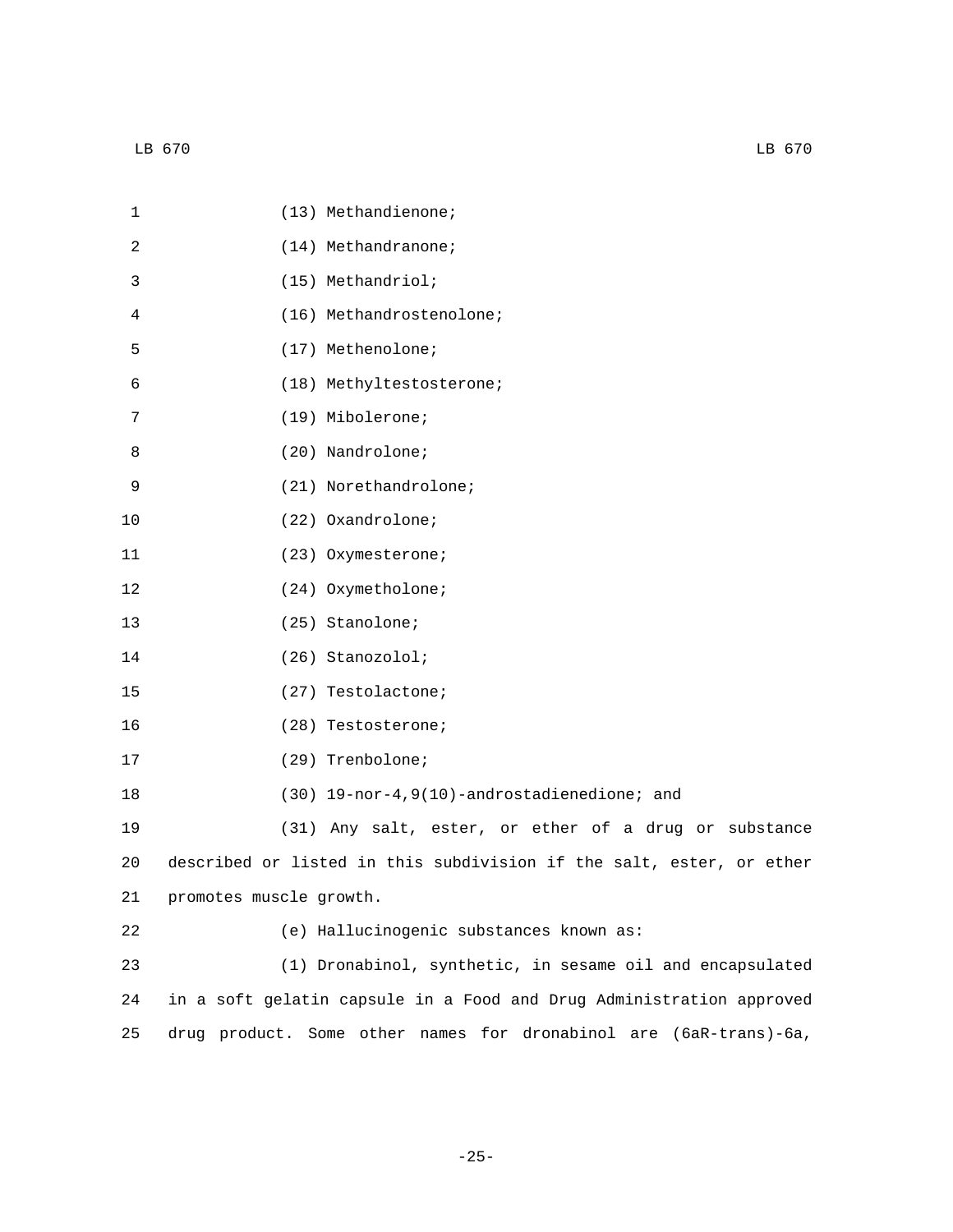(13) Methandienone;

(14) Methandranone;

(15) Methandriol;

(16) Methandrostenolone;

(17) Methenolone;

(18) Methyltestosterone;

(19) Mibolerone;

(20) Nandrolone;

(21) Norethandrolone;

(22) Oxandrolone;

(23) Oxymesterone;

(24) Oxymetholone;

(25) Stanolone;

(26) Stanozolol;

(27) Testolactone;

(28) Testosterone;

(29) Trenbolone;

(30) 19-nor-4,9(10)-androstadienedione; and

(31) Any salt, ester, or ether of a drug or substance described or listed in this subdivision if the salt, ester, or ether promotes muscle growth.

(e) Hallucinogenic substances known as:

(1) Dronabinol, synthetic, in sesame oil and encapsulated in a soft gelatin capsule in a Food and Drug Administration approved drug product. Some other names for dronabinol are (6aR-trans)-6a,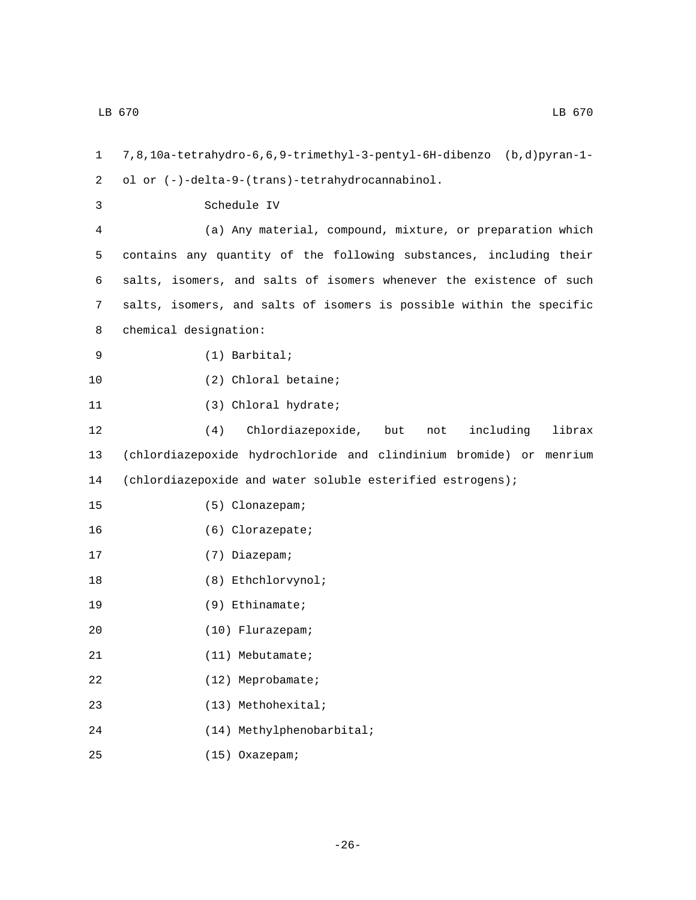7,8,10a-tetrahydro-6,6,9-trimethyl-3-pentyl-6H-dibenzo (b,d)pyran-1-ol or (-)-delta-9-(trans)-tetrahydrocannabinol.

Schedule IV

(a) Any material, compound, mixture, or preparation which contains any quantity of the following substances, including their salts, isomers, and salts of isomers whenever the existence of such salts, isomers, and salts of isomers is possible within the specific chemical designation:

(1) Barbital;

(2) Chloral betaine;

(3) Chloral hydrate;

(4) Chlordiazepoxide, but not including librax (chlordiazepoxide hydrochloride and clindinium bromide) or menrium (chlordiazepoxide and water soluble esterified estrogens);

(5) Clonazepam;

(6) Clorazepate;

(7) Diazepam;

(8) Ethchlorvynol;

(9) Ethinamate;

(10) Flurazepam;

(11) Mebutamate;

(12) Meprobamate;

(13) Methohexital;

(14) Methylphenobarbital;

(15) Oxazepam;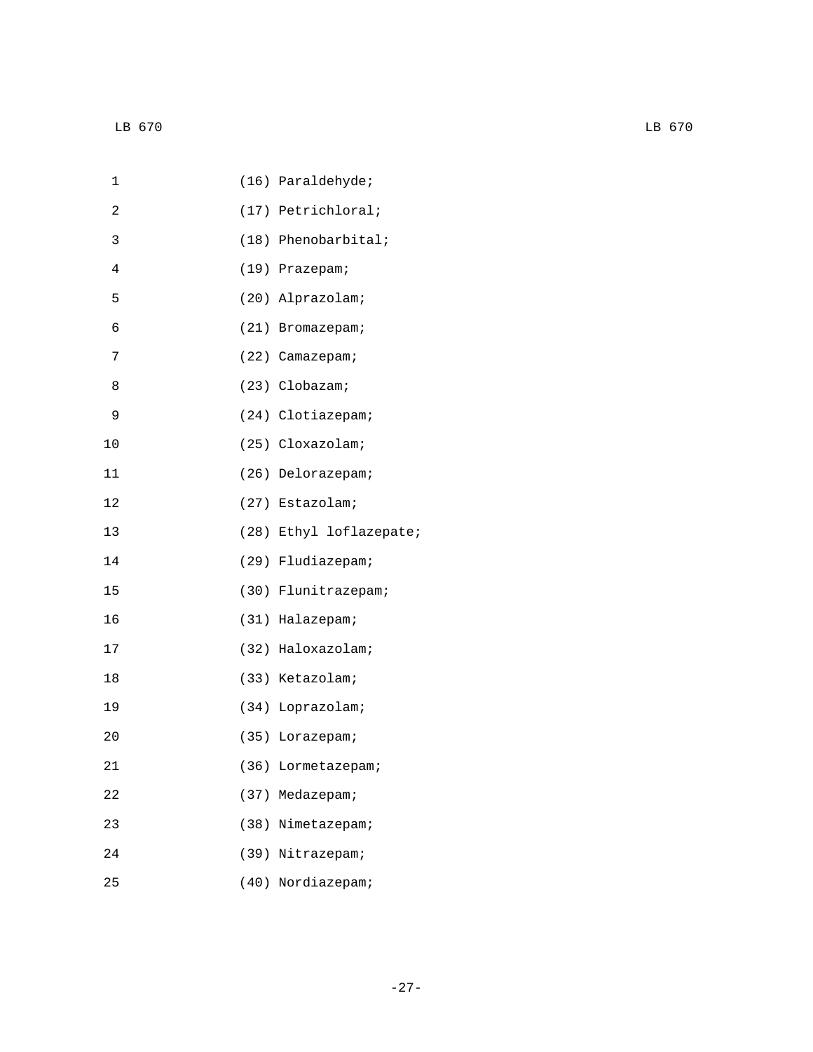(16) Paraldehyde;

(17) Petrichloral;

(18) Phenobarbital;

(19) Prazepam;

(20) Alprazolam;

(21) Bromazepam;

(22) Camazepam;

(23) Clobazam;

(24) Clotiazepam;

(25) Cloxazolam;

(26) Delorazepam;

(27) Estazolam;

(28) Ethyl loflazepate;

(29) Fludiazepam;

(30) Flunitrazepam;

(31) Halazepam;

(32) Haloxazolam;

(33) Ketazolam;

(34) Loprazolam;

(35) Lorazepam;

(36) Lormetazepam;

(37) Medazepam;

(38) Nimetazepam;

(39) Nitrazepam;

(40) Nordiazepam;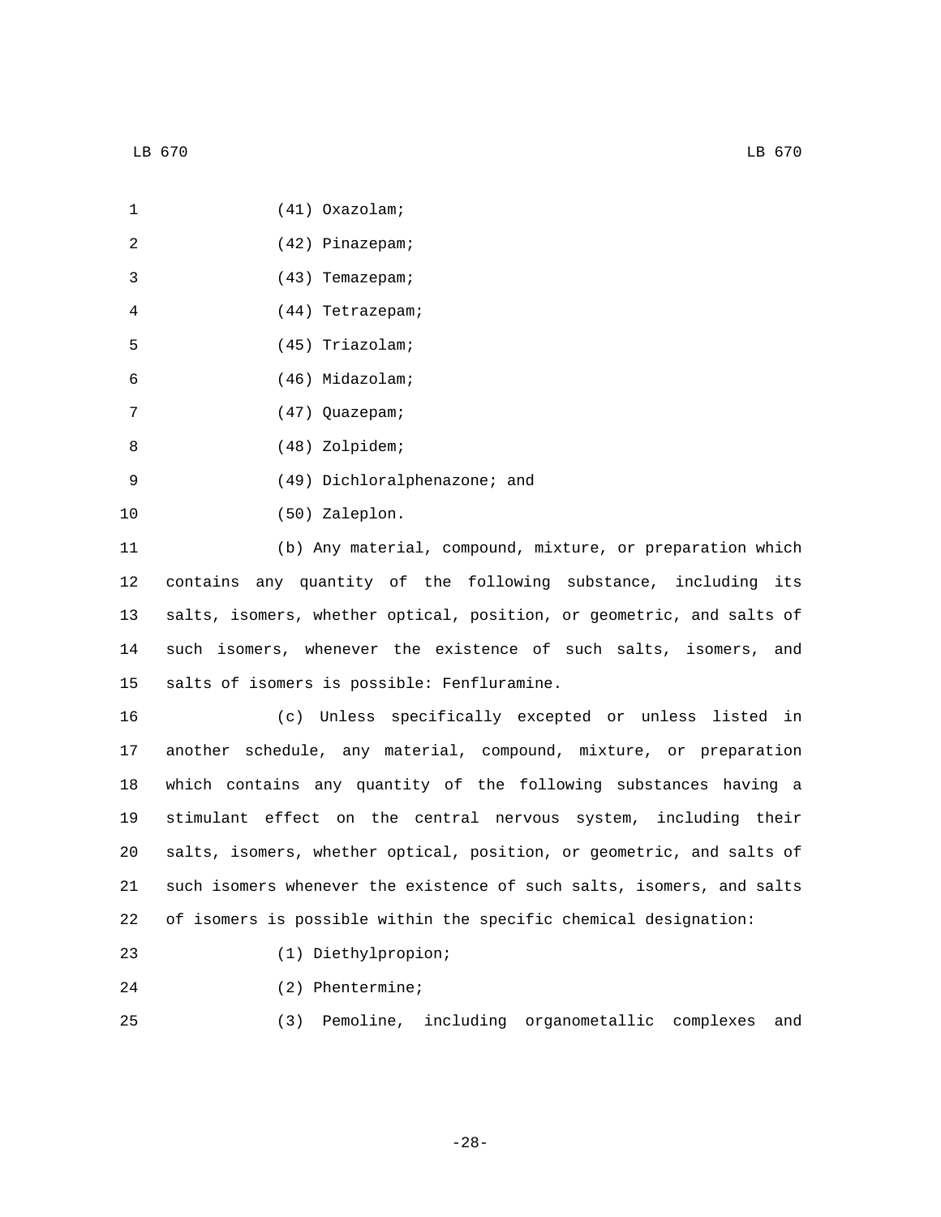(41) Oxazolam;

(42) Pinazepam;

(43) Temazepam;

(44) Tetrazepam;

(45) Triazolam;

(46) Midazolam;

(47) Quazepam;

(48) Zolpidem;

(49) Dichloralphenazone; and

(50) Zaleplon.

(b) Any material, compound, mixture, or preparation which contains any quantity of the following substance, including its salts, isomers, whether optical, position, or geometric, and salts of such isomers, whenever the existence of such salts, isomers, and salts of isomers is possible: Fenfluramine.

(c) Unless specifically excepted or unless listed in another schedule, any material, compound, mixture, or preparation which contains any quantity of the following substances having a stimulant effect on the central nervous system, including their salts, isomers, whether optical, position, or geometric, and salts of such isomers whenever the existence of such salts, isomers, and salts of isomers is possible within the specific chemical designation:

(1) Diethylpropion;

(2) Phentermine;

(3) Pemoline, including organometallic complexes and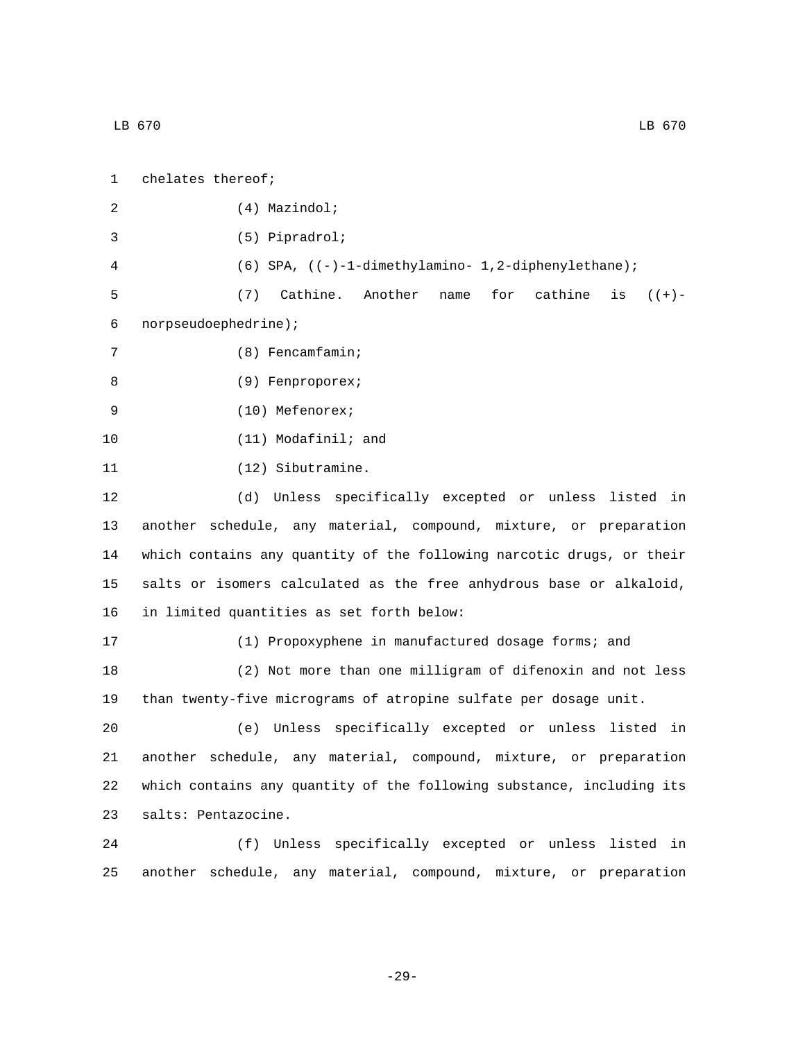chelates thereof;

(4) Mazindol;

(5) Pipradrol;

(6) SPA, ((-)-1-dimethylamino- 1,2-diphenylethane);

(7) Cathine. Another name for cathine is ((+)-norpseudoephedrine);

(8) Fencamfamin;

(9) Fenproporex;

(10) Mefenorex;

(11) Modafinil; and

(12) Sibutramine.

(d) Unless specifically excepted or unless listed in another schedule, any material, compound, mixture, or preparation which contains any quantity of the following narcotic drugs, or their salts or isomers calculated as the free anhydrous base or alkaloid, in limited quantities as set forth below:

(1) Propoxyphene in manufactured dosage forms; and

(2) Not more than one milligram of difenoxin and not less than twenty-five micrograms of atropine sulfate per dosage unit.

(e) Unless specifically excepted or unless listed in another schedule, any material, compound, mixture, or preparation which contains any quantity of the following substance, including its salts: Pentazocine.

(f) Unless specifically excepted or unless listed in another schedule, any material, compound, mixture, or preparation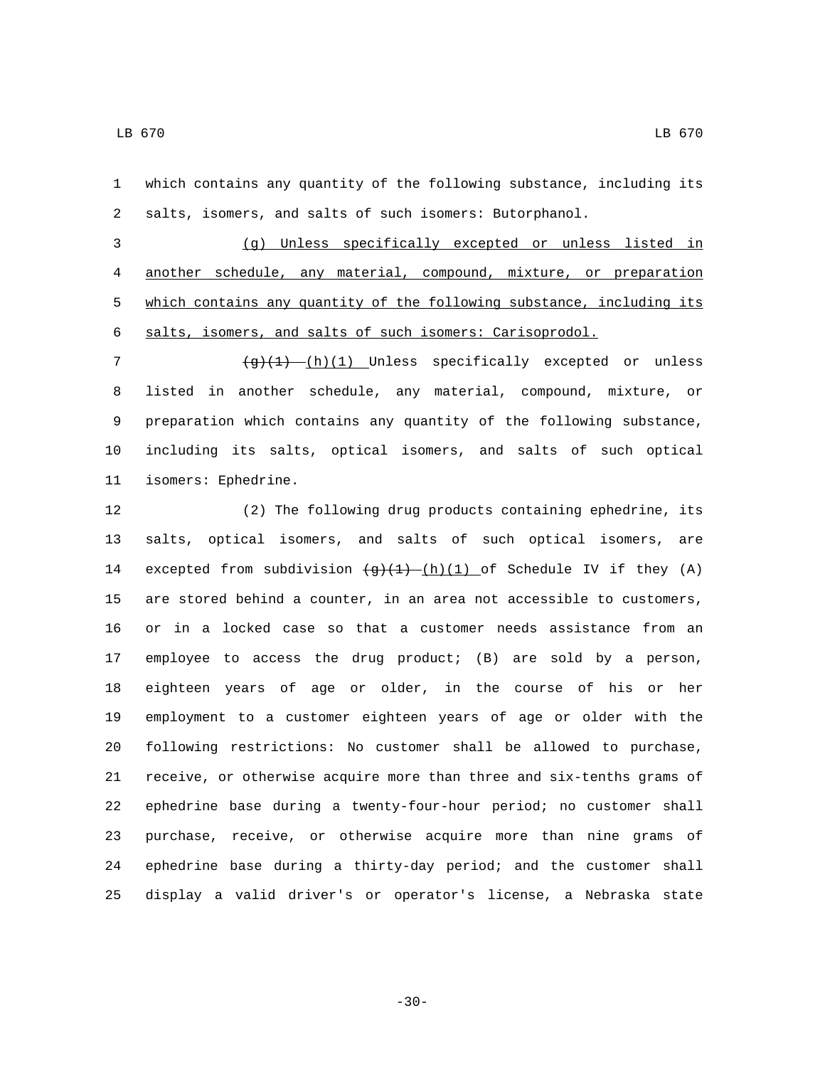which contains any quantity of the following substance, including its salts, isomers, and salts of such isomers: Butorphanol.

<u>(g) Unless specifically excepted or unless listed in another schedule, any material, compound, mixture, or preparation which contains any quantity of the following substance, including its salts, isomers, and salts of such isomers: Carisoprodol.</u>

~~(g)(1)~~ <u>(h)(1)</u> Unless specifically excepted or unless listed in another schedule, any material, compound, mixture, or preparation which contains any quantity of the following substance, including its salts, optical isomers, and salts of such optical isomers: Ephedrine.

(2) The following drug products containing ephedrine, its salts, optical isomers, and salts of such optical isomers, are excepted from subdivision ~~(g)(1)~~ <u>(h)(1)</u> of Schedule IV if they (A) are stored behind a counter, in an area not accessible to customers, or in a locked case so that a customer needs assistance from an employee to access the drug product; (B) are sold by a person, eighteen years of age or older, in the course of his or her employment to a customer eighteen years of age or older with the following restrictions: No customer shall be allowed to purchase, receive, or otherwise acquire more than three and six-tenths grams of ephedrine base during a twenty-four-hour period; no customer shall purchase, receive, or otherwise acquire more than nine grams of ephedrine base during a thirty-day period; and the customer shall display a valid driver's or operator's license, a Nebraska state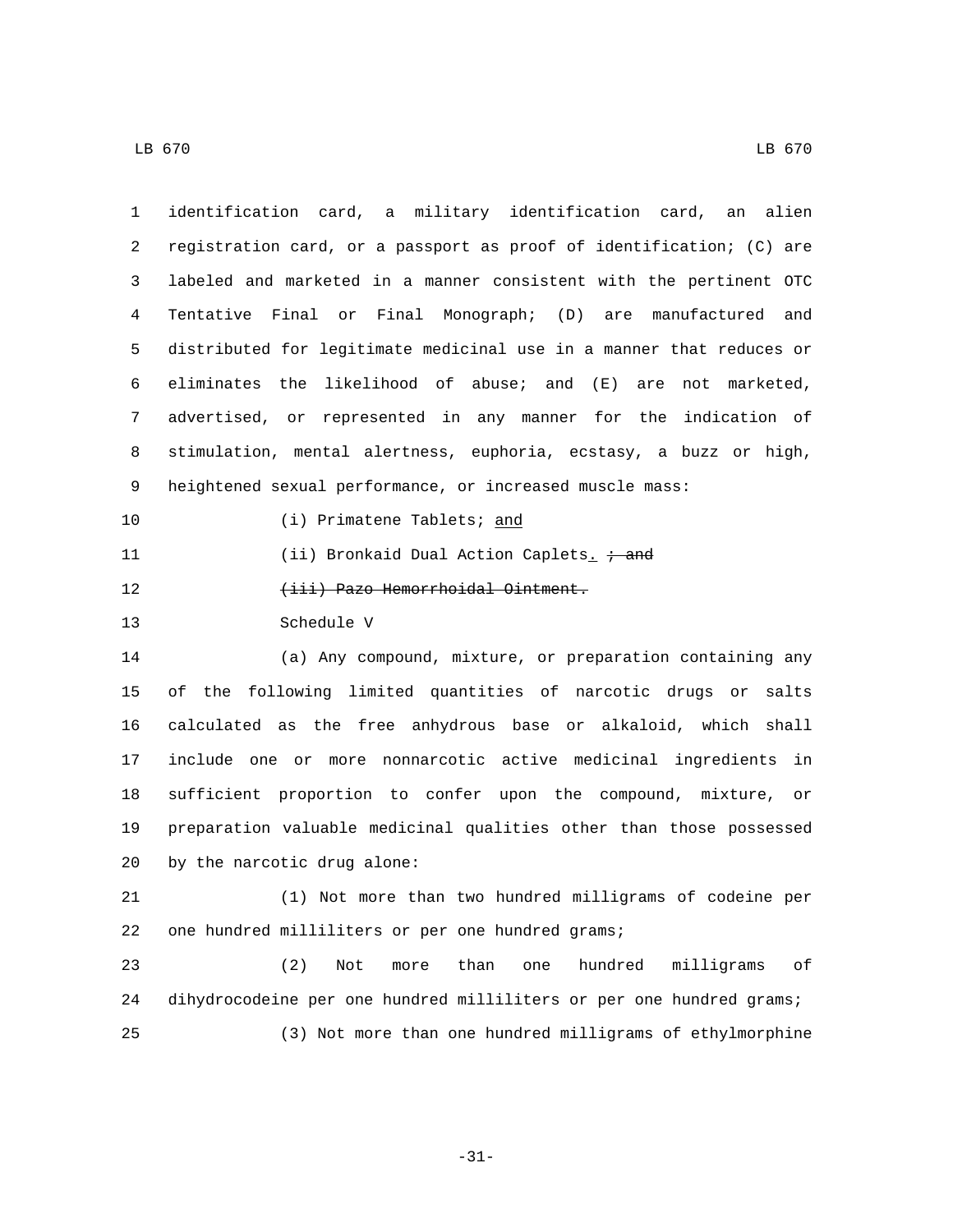identification card, a military identification card, an alien registration card, or a passport as proof of identification; (C) are labeled and marketed in a manner consistent with the pertinent OTC Tentative Final or Final Monograph; (D) are manufactured and distributed for legitimate medicinal use in a manner that reduces or eliminates the likelihood of abuse; and (E) are not marketed, advertised, or represented in any manner for the indication of stimulation, mental alertness, euphoria, ecstasy, a buzz or high, heightened sexual performance, or increased muscle mass:

(i) Primatene Tablets; and

(ii) Bronkaid Dual Action Caplets. ~~; and~~

~~(iii) Pazo Hemorrhoidal Ointment.~~

Schedule V

(a) Any compound, mixture, or preparation containing any of the following limited quantities of narcotic drugs or salts calculated as the free anhydrous base or alkaloid, which shall include one or more nonnarcotic active medicinal ingredients in sufficient proportion to confer upon the compound, mixture, or preparation valuable medicinal qualities other than those possessed by the narcotic drug alone:

(1) Not more than two hundred milligrams of codeine per one hundred milliliters or per one hundred grams;

(2) Not more than one hundred milligrams of dihydrocodeine per one hundred milliliters or per one hundred grams;

(3) Not more than one hundred milligrams of ethylmorphine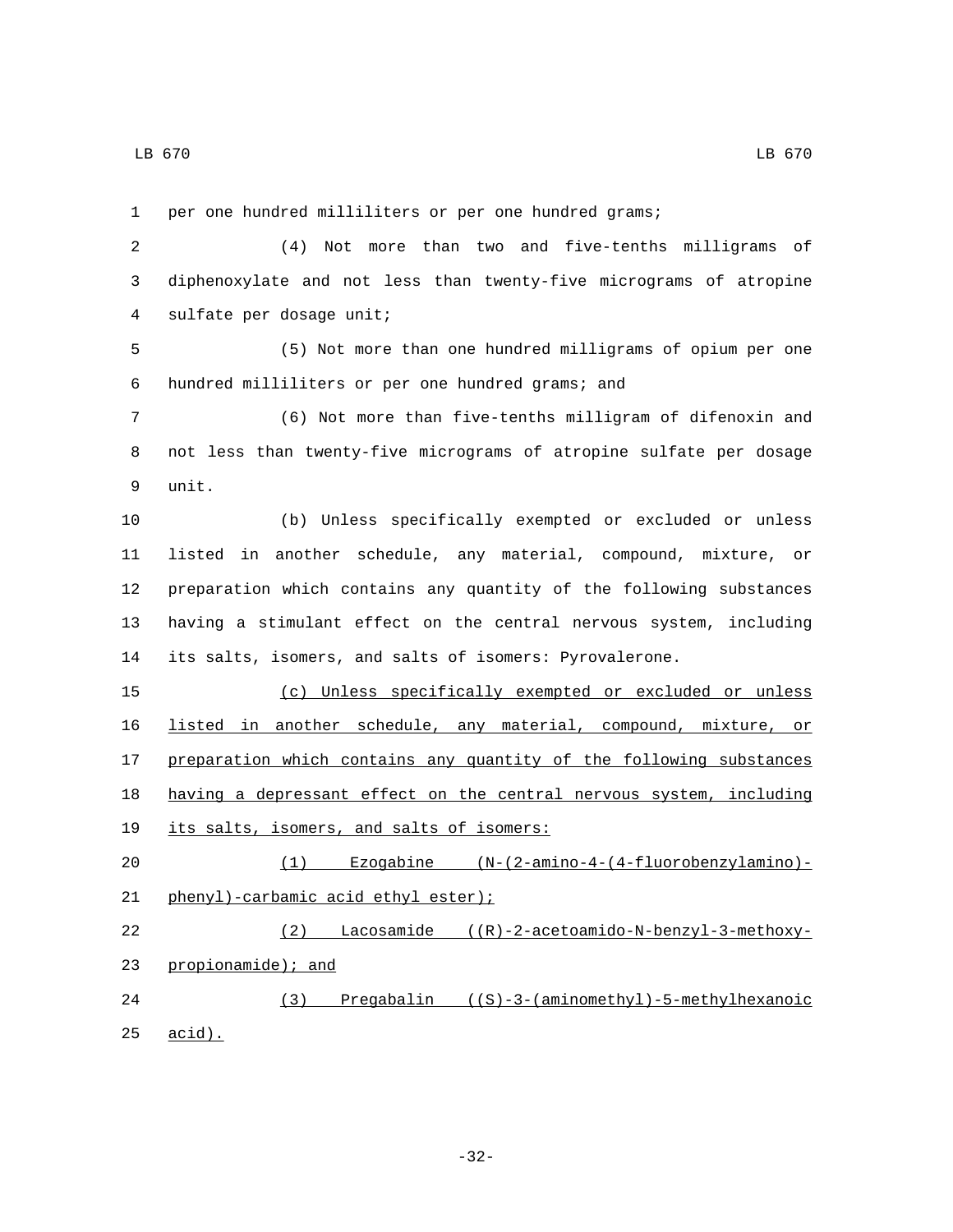per one hundred milliliters or per one hundred grams;

(4) Not more than two and five-tenths milligrams of diphenoxylate and not less than twenty-five micrograms of atropine sulfate per dosage unit;

(5) Not more than one hundred milligrams of opium per one hundred milliliters or per one hundred grams; and

(6) Not more than five-tenths milligram of difenoxin and not less than twenty-five micrograms of atropine sulfate per dosage unit.

(b) Unless specifically exempted or excluded or unless listed in another schedule, any material, compound, mixture, or preparation which contains any quantity of the following substances having a stimulant effect on the central nervous system, including its salts, isomers, and salts of isomers: Pyrovalerone.

<u>(c) Unless specifically exempted or excluded or unless listed in another schedule, any material, compound, mixture, or preparation which contains any quantity of the following substances having a depressant effect on the central nervous system, including its salts, isomers, and salts of isomers:</u>

<u>(1) Ezogabine (N-(2-amino-4-(4-fluorobenzylamino)-phenyl)-carbamic acid ethyl ester);</u>

<u>(2) Lacosamide ((R)-2-acetoamido-N-benzyl-3-methoxy-propionamide); and</u>

<u>(3) Pregabalin ((S)-3-(aminomethyl)-5-methylhexanoic acid).</u>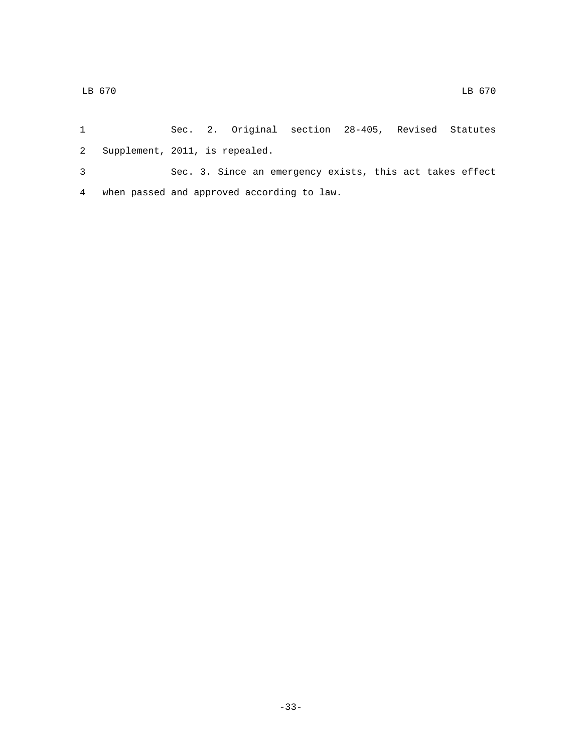Sec. 2. Original section 28-405, Revised Statutes Supplement, 2011, is repealed.

Sec. 3. Since an emergency exists, this act takes effect when passed and approved according to law.